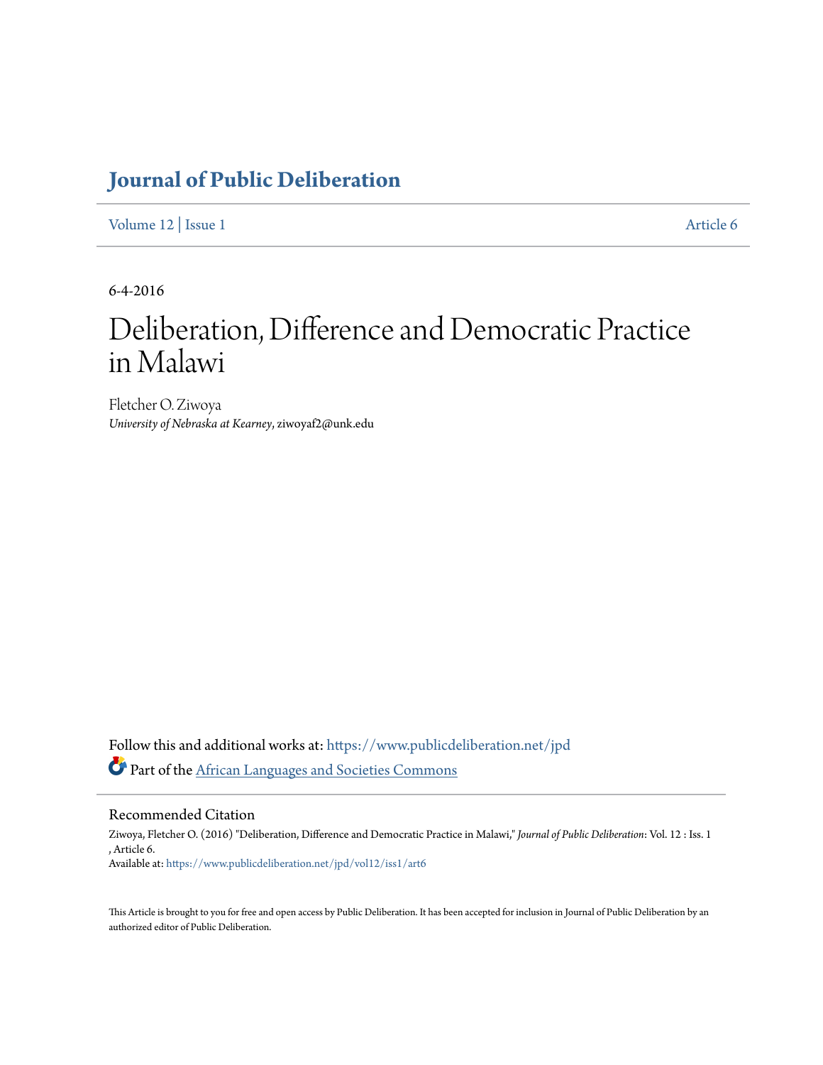# Journal of Public Deliberation

Volume 12 | Issue 1 Article 6

6-4-2016

# Deliberation, Difference and Democratic Practice in Malawi

Fletcher O. Ziwoya
*University of Nebraska at Kearney*, ziwoyaf2@unk.edu

Follow this and additional works at: https://www.publicdeliberation.net/jpd

Part of the African Languages and Societies Commons

## Recommended Citation

Ziwoya, Fletcher O. (2016) "Deliberation, Difference and Democratic Practice in Malawi," *Journal of Public Deliberation*: Vol. 12 : Iss. 1 , Article 6.
Available at: https://www.publicdeliberation.net/jpd/vol12/iss1/art6

This Article is brought to you for free and open access by Public Deliberation. It has been accepted for inclusion in Journal of Public Deliberation by an authorized editor of Public Deliberation.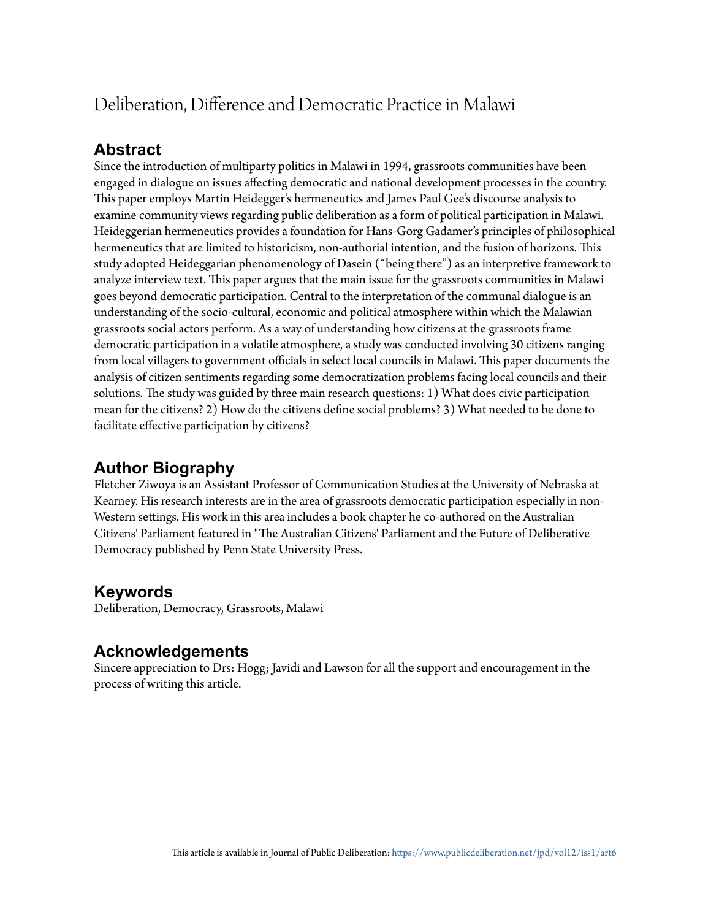# Deliberation, Difference and Democratic Practice in Malawi

## Abstract

Since the introduction of multiparty politics in Malawi in 1994, grassroots communities have been engaged in dialogue on issues affecting democratic and national development processes in the country. This paper employs Martin Heidegger's hermeneutics and James Paul Gee's discourse analysis to examine community views regarding public deliberation as a form of political participation in Malawi. Heideggerian hermeneutics provides a foundation for Hans-Gorg Gadamer's principles of philosophical hermeneutics that are limited to historicism, non-authorial intention, and the fusion of horizons. This study adopted Heideggarian phenomenology of Dasein ("being there") as an interpretive framework to analyze interview text. This paper argues that the main issue for the grassroots communities in Malawi goes beyond democratic participation. Central to the interpretation of the communal dialogue is an understanding of the socio-cultural, economic and political atmosphere within which the Malawian grassroots social actors perform. As a way of understanding how citizens at the grassroots frame democratic participation in a volatile atmosphere, a study was conducted involving 30 citizens ranging from local villagers to government officials in select local councils in Malawi. This paper documents the analysis of citizen sentiments regarding some democratization problems facing local councils and their solutions. The study was guided by three main research questions: 1) What does civic participation mean for the citizens? 2) How do the citizens define social problems? 3) What needed to be done to facilitate effective participation by citizens?

## Author Biography

Fletcher Ziwoya is an Assistant Professor of Communication Studies at the University of Nebraska at Kearney. His research interests are in the area of grassroots democratic participation especially in non-Western settings. His work in this area includes a book chapter he co-authored on the Australian Citizens' Parliament featured in "The Australian Citizens' Parliament and the Future of Deliberative Democracy published by Penn State University Press.

## Keywords

Deliberation, Democracy, Grassroots, Malawi

## Acknowledgements

Sincere appreciation to Drs: Hogg; Javidi and Lawson for all the support and encouragement in the process of writing this article.

This article is available in Journal of Public Deliberation: https://www.publicdeliberation.net/jpd/vol12/iss1/art6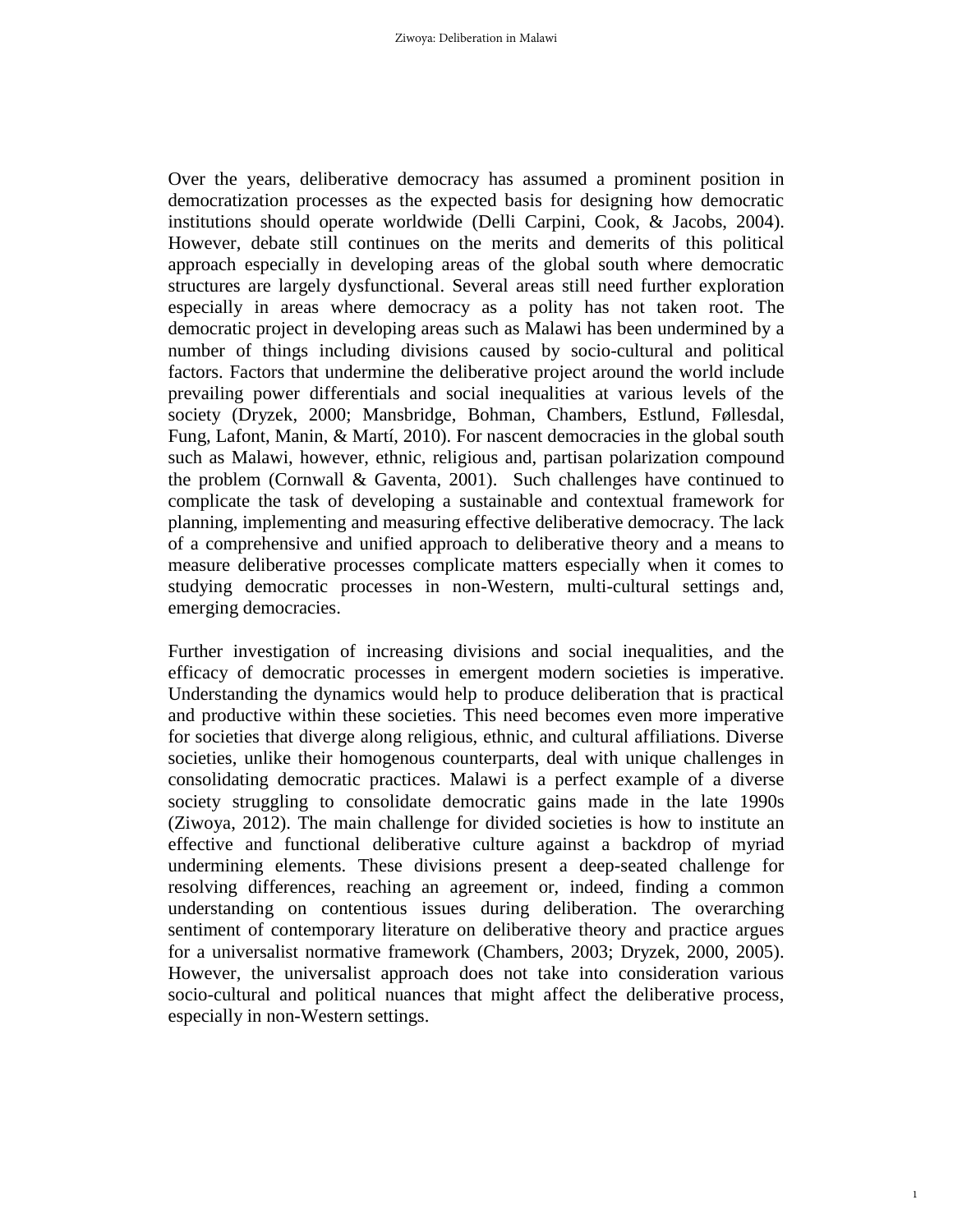Over the years, deliberative democracy has assumed a prominent position in democratization processes as the expected basis for designing how democratic institutions should operate worldwide (Delli Carpini, Cook, & Jacobs, 2004). However, debate still continues on the merits and demerits of this political approach especially in developing areas of the global south where democratic structures are largely dysfunctional. Several areas still need further exploration especially in areas where democracy as a polity has not taken root. The democratic project in developing areas such as Malawi has been undermined by a number of things including divisions caused by socio-cultural and political factors. Factors that undermine the deliberative project around the world include prevailing power differentials and social inequalities at various levels of the society (Dryzek, 2000; Mansbridge, Bohman, Chambers, Estlund, Føllesdal, Fung, Lafont, Manin, & Martí, 2010). For nascent democracies in the global south such as Malawi, however, ethnic, religious and, partisan polarization compound the problem (Cornwall & Gaventa, 2001). Such challenges have continued to complicate the task of developing a sustainable and contextual framework for planning, implementing and measuring effective deliberative democracy. The lack of a comprehensive and unified approach to deliberative theory and a means to measure deliberative processes complicate matters especially when it comes to studying democratic processes in non-Western, multi-cultural settings and, emerging democracies.

Further investigation of increasing divisions and social inequalities, and the efficacy of democratic processes in emergent modern societies is imperative. Understanding the dynamics would help to produce deliberation that is practical and productive within these societies. This need becomes even more imperative for societies that diverge along religious, ethnic, and cultural affiliations. Diverse societies, unlike their homogenous counterparts, deal with unique challenges in consolidating democratic practices. Malawi is a perfect example of a diverse society struggling to consolidate democratic gains made in the late 1990s (Ziwoya, 2012). The main challenge for divided societies is how to institute an effective and functional deliberative culture against a backdrop of myriad undermining elements. These divisions present a deep-seated challenge for resolving differences, reaching an agreement or, indeed, finding a common understanding on contentious issues during deliberation. The overarching sentiment of contemporary literature on deliberative theory and practice argues for a universalist normative framework (Chambers, 2003; Dryzek, 2000, 2005). However, the universalist approach does not take into consideration various socio-cultural and political nuances that might affect the deliberative process, especially in non-Western settings.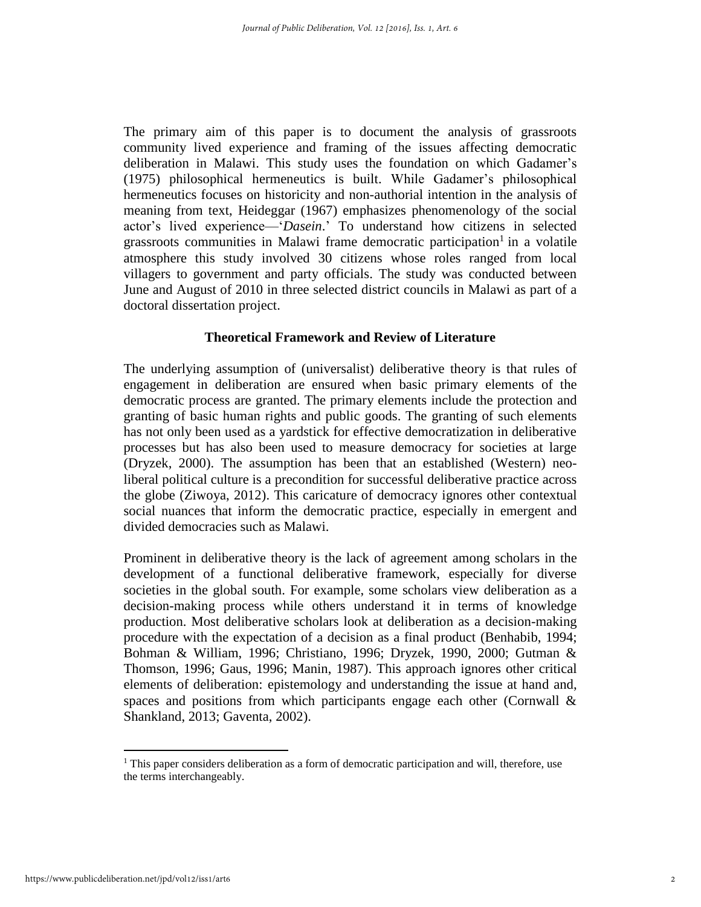The primary aim of this paper is to document the analysis of grassroots community lived experience and framing of the issues affecting democratic deliberation in Malawi. This study uses the foundation on which Gadamer's (1975) philosophical hermeneutics is built. While Gadamer's philosophical hermeneutics focuses on historicity and non-authorial intention in the analysis of meaning from text, Heideggar (1967) emphasizes phenomenology of the social actor's lived experience—'*Dasein*.' To understand how citizens in selected grassroots communities in Malawi frame democratic participation[1] in a volatile atmosphere this study involved 30 citizens whose roles ranged from local villagers to government and party officials. The study was conducted between June and August of 2010 in three selected district councils in Malawi as part of a doctoral dissertation project.

## Theoretical Framework and Review of Literature

The underlying assumption of (universalist) deliberative theory is that rules of engagement in deliberation are ensured when basic primary elements of the democratic process are granted. The primary elements include the protection and granting of basic human rights and public goods. The granting of such elements has not only been used as a yardstick for effective democratization in deliberative processes but has also been used to measure democracy for societies at large (Dryzek, 2000). The assumption has been that an established (Western) neo-liberal political culture is a precondition for successful deliberative practice across the globe (Ziwoya, 2012). This caricature of democracy ignores other contextual social nuances that inform the democratic practice, especially in emergent and divided democracies such as Malawi.

Prominent in deliberative theory is the lack of agreement among scholars in the development of a functional deliberative framework, especially for diverse societies in the global south. For example, some scholars view deliberation as a decision-making process while others understand it in terms of knowledge production. Most deliberative scholars look at deliberation as a decision-making procedure with the expectation of a decision as a final product (Benhabib, 1994; Bohman & William, 1996; Christiano, 1996; Dryzek, 1990, 2000; Gutman & Thomson, 1996; Gaus, 1996; Manin, 1987). This approach ignores other critical elements of deliberation: epistemology and understanding the issue at hand and, spaces and positions from which participants engage each other (Cornwall & Shankland, 2013; Gaventa, 2002).

[1] This paper considers deliberation as a form of democratic participation and will, therefore, use the terms interchangeably.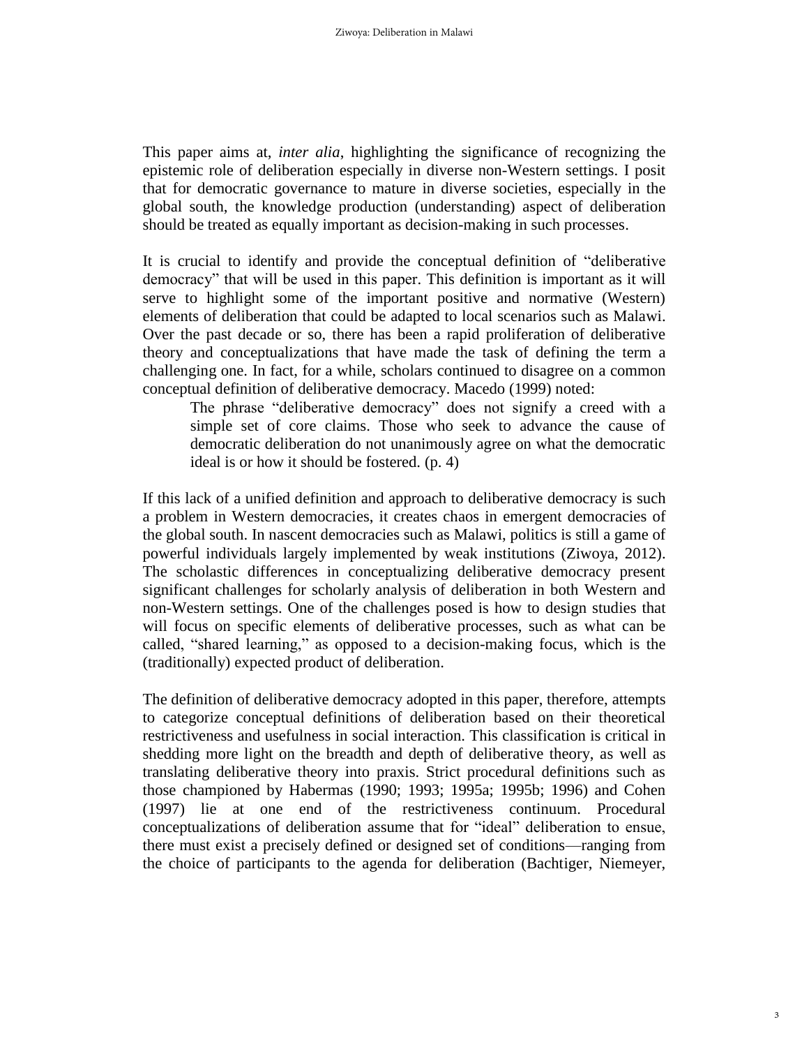This paper aims at, *inter alia*, highlighting the significance of recognizing the epistemic role of deliberation especially in diverse non-Western settings. I posit that for democratic governance to mature in diverse societies, especially in the global south, the knowledge production (understanding) aspect of deliberation should be treated as equally important as decision-making in such processes.

It is crucial to identify and provide the conceptual definition of "deliberative democracy" that will be used in this paper. This definition is important as it will serve to highlight some of the important positive and normative (Western) elements of deliberation that could be adapted to local scenarios such as Malawi. Over the past decade or so, there has been a rapid proliferation of deliberative theory and conceptualizations that have made the task of defining the term a challenging one. In fact, for a while, scholars continued to disagree on a common conceptual definition of deliberative democracy. Macedo (1999) noted:

> The phrase "deliberative democracy" does not signify a creed with a simple set of core claims. Those who seek to advance the cause of democratic deliberation do not unanimously agree on what the democratic ideal is or how it should be fostered. (p. 4)

If this lack of a unified definition and approach to deliberative democracy is such a problem in Western democracies, it creates chaos in emergent democracies of the global south. In nascent democracies such as Malawi, politics is still a game of powerful individuals largely implemented by weak institutions (Ziwoya, 2012). The scholastic differences in conceptualizing deliberative democracy present significant challenges for scholarly analysis of deliberation in both Western and non-Western settings. One of the challenges posed is how to design studies that will focus on specific elements of deliberative processes, such as what can be called, "shared learning," as opposed to a decision-making focus, which is the (traditionally) expected product of deliberation.

The definition of deliberative democracy adopted in this paper, therefore, attempts to categorize conceptual definitions of deliberation based on their theoretical restrictiveness and usefulness in social interaction. This classification is critical in shedding more light on the breadth and depth of deliberative theory, as well as translating deliberative theory into praxis. Strict procedural definitions such as those championed by Habermas (1990; 1993; 1995a; 1995b; 1996) and Cohen (1997) lie at one end of the restrictiveness continuum. Procedural conceptualizations of deliberation assume that for "ideal" deliberation to ensue, there must exist a precisely defined or designed set of conditions—ranging from the choice of participants to the agenda for deliberation (Bachtiger, Niemeyer,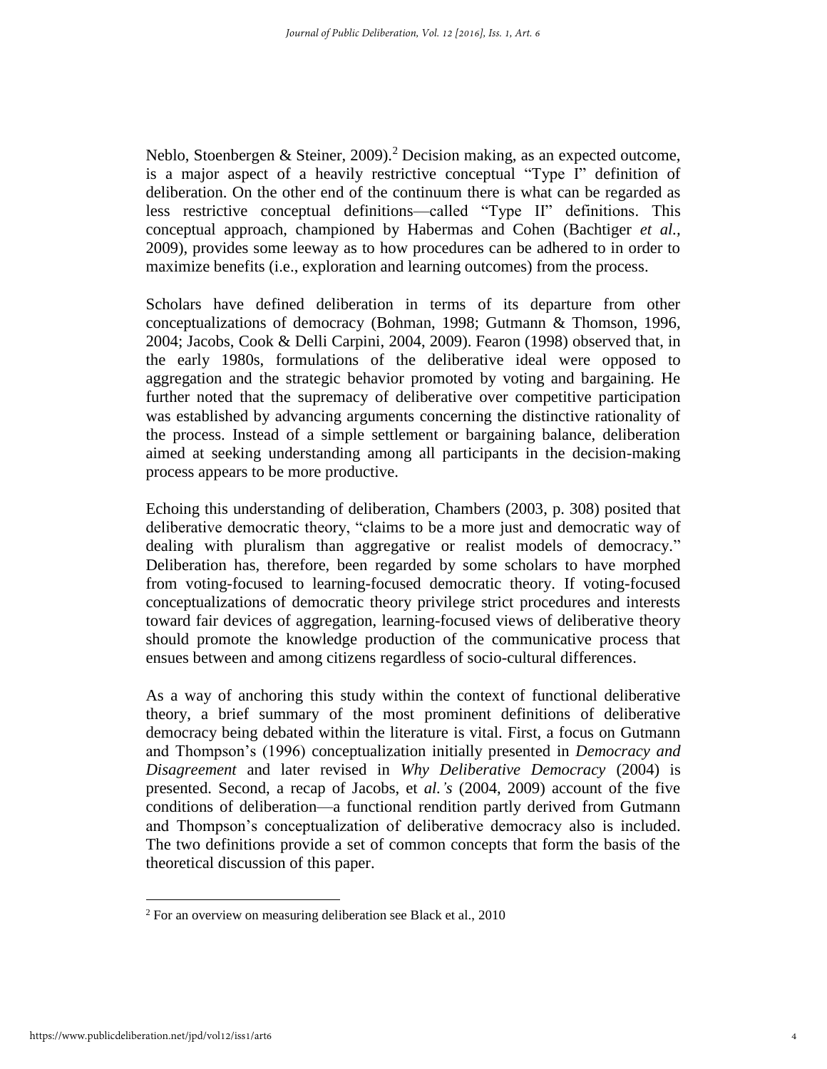Neblo, Stoenbergen & Steiner, 2009).[2] Decision making, as an expected outcome, is a major aspect of a heavily restrictive conceptual "Type I" definition of deliberation. On the other end of the continuum there is what can be regarded as less restrictive conceptual definitions—called "Type II" definitions. This conceptual approach, championed by Habermas and Cohen (Bachtiger *et al.*, 2009), provides some leeway as to how procedures can be adhered to in order to maximize benefits (i.e., exploration and learning outcomes) from the process.

Scholars have defined deliberation in terms of its departure from other conceptualizations of democracy (Bohman, 1998; Gutmann & Thomson, 1996, 2004; Jacobs, Cook & Delli Carpini, 2004, 2009). Fearon (1998) observed that, in the early 1980s, formulations of the deliberative ideal were opposed to aggregation and the strategic behavior promoted by voting and bargaining. He further noted that the supremacy of deliberative over competitive participation was established by advancing arguments concerning the distinctive rationality of the process. Instead of a simple settlement or bargaining balance, deliberation aimed at seeking understanding among all participants in the decision-making process appears to be more productive.

Echoing this understanding of deliberation, Chambers (2003, p. 308) posited that deliberative democratic theory, "claims to be a more just and democratic way of dealing with pluralism than aggregative or realist models of democracy." Deliberation has, therefore, been regarded by some scholars to have morphed from voting-focused to learning-focused democratic theory. If voting-focused conceptualizations of democratic theory privilege strict procedures and interests toward fair devices of aggregation, learning-focused views of deliberative theory should promote the knowledge production of the communicative process that ensues between and among citizens regardless of socio-cultural differences.

As a way of anchoring this study within the context of functional deliberative theory, a brief summary of the most prominent definitions of deliberative democracy being debated within the literature is vital. First, a focus on Gutmann and Thompson's (1996) conceptualization initially presented in *Democracy and Disagreement* and later revised in *Why Deliberative Democracy* (2004) is presented. Second, a recap of Jacobs, et *al.'s* (2004, 2009) account of the five conditions of deliberation—a functional rendition partly derived from Gutmann and Thompson's conceptualization of deliberative democracy also is included. The two definitions provide a set of common concepts that form the basis of the theoretical discussion of this paper.

[2] For an overview on measuring deliberation see Black et al., 2010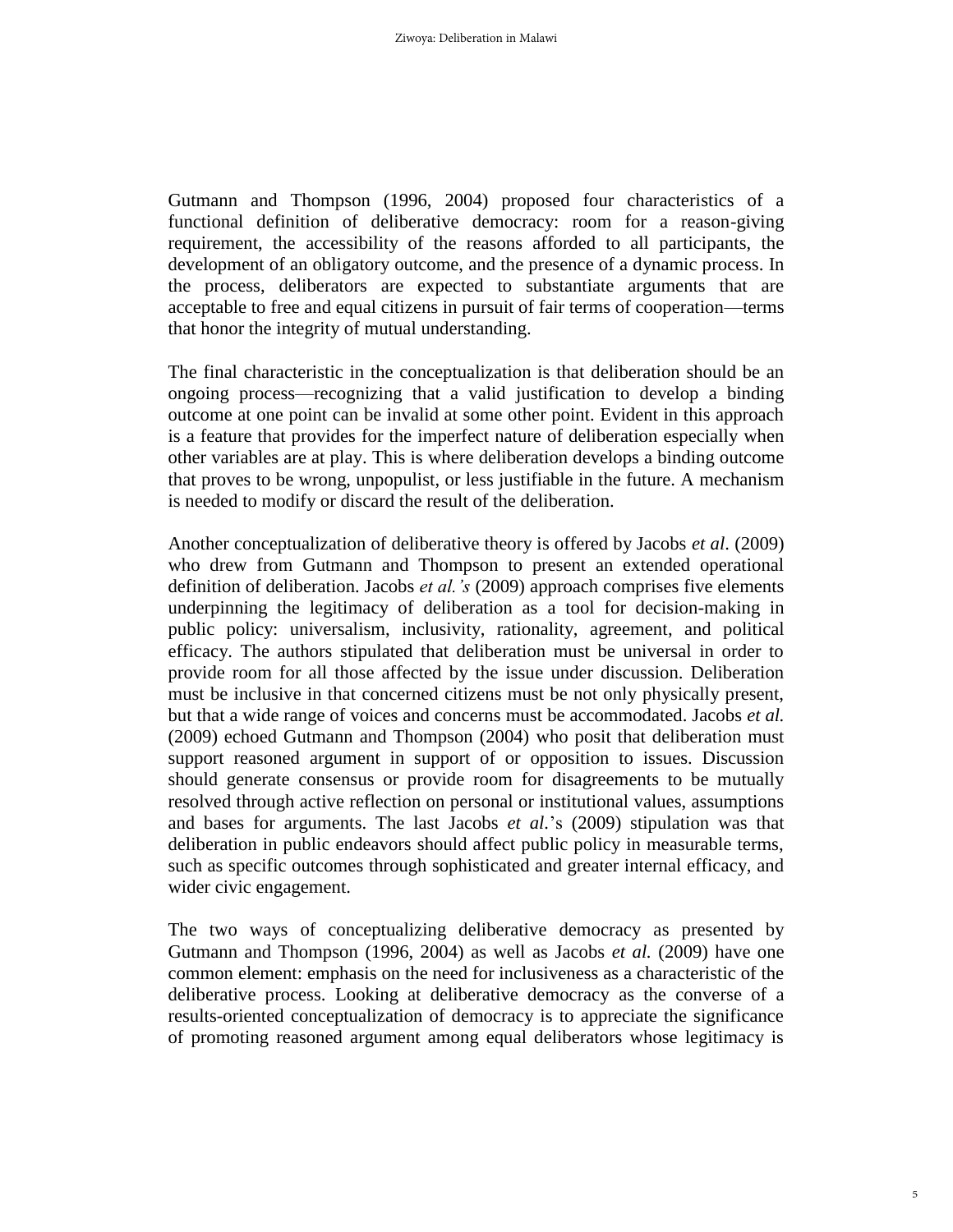Gutmann and Thompson (1996, 2004) proposed four characteristics of a functional definition of deliberative democracy: room for a reason-giving requirement, the accessibility of the reasons afforded to all participants, the development of an obligatory outcome, and the presence of a dynamic process. In the process, deliberators are expected to substantiate arguments that are acceptable to free and equal citizens in pursuit of fair terms of cooperation—terms that honor the integrity of mutual understanding.

The final characteristic in the conceptualization is that deliberation should be an ongoing process—recognizing that a valid justification to develop a binding outcome at one point can be invalid at some other point. Evident in this approach is a feature that provides for the imperfect nature of deliberation especially when other variables are at play. This is where deliberation develops a binding outcome that proves to be wrong, unpopulist, or less justifiable in the future. A mechanism is needed to modify or discard the result of the deliberation.

Another conceptualization of deliberative theory is offered by Jacobs *et al*. (2009) who drew from Gutmann and Thompson to present an extended operational definition of deliberation. Jacobs *et al.'s* (2009) approach comprises five elements underpinning the legitimacy of deliberation as a tool for decision-making in public policy: universalism, inclusivity, rationality, agreement, and political efficacy. The authors stipulated that deliberation must be universal in order to provide room for all those affected by the issue under discussion. Deliberation must be inclusive in that concerned citizens must be not only physically present, but that a wide range of voices and concerns must be accommodated. Jacobs *et al.* (2009) echoed Gutmann and Thompson (2004) who posit that deliberation must support reasoned argument in support of or opposition to issues. Discussion should generate consensus or provide room for disagreements to be mutually resolved through active reflection on personal or institutional values, assumptions and bases for arguments. The last Jacobs *et al*.'s (2009) stipulation was that deliberation in public endeavors should affect public policy in measurable terms, such as specific outcomes through sophisticated and greater internal efficacy, and wider civic engagement.

The two ways of conceptualizing deliberative democracy as presented by Gutmann and Thompson (1996, 2004) as well as Jacobs *et al.* (2009) have one common element: emphasis on the need for inclusiveness as a characteristic of the deliberative process. Looking at deliberative democracy as the converse of a results-oriented conceptualization of democracy is to appreciate the significance of promoting reasoned argument among equal deliberators whose legitimacy is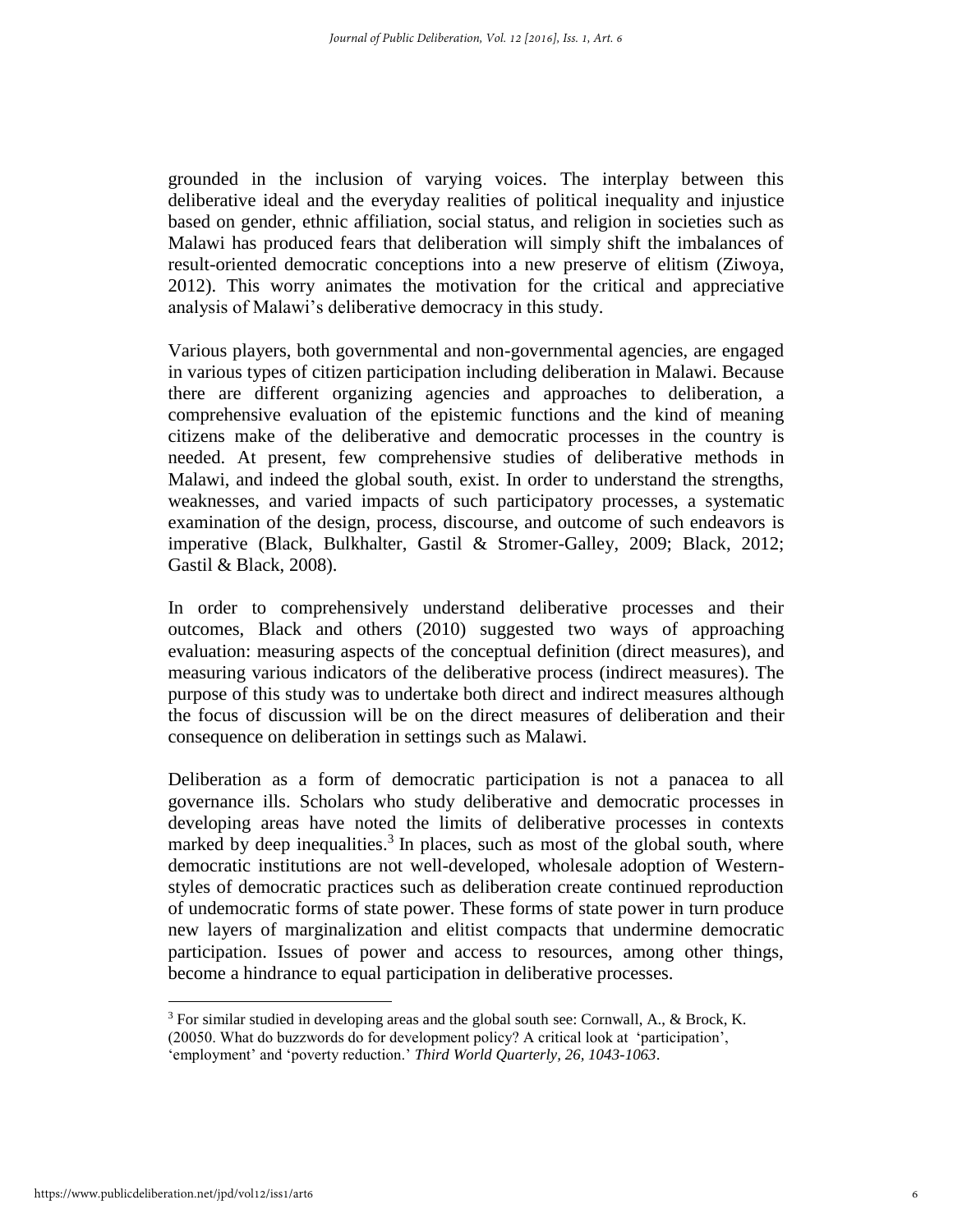grounded in the inclusion of varying voices. The interplay between this deliberative ideal and the everyday realities of political inequality and injustice based on gender, ethnic affiliation, social status, and religion in societies such as Malawi has produced fears that deliberation will simply shift the imbalances of result-oriented democratic conceptions into a new preserve of elitism (Ziwoya, 2012). This worry animates the motivation for the critical and appreciative analysis of Malawi's deliberative democracy in this study.

Various players, both governmental and non-governmental agencies, are engaged in various types of citizen participation including deliberation in Malawi. Because there are different organizing agencies and approaches to deliberation, a comprehensive evaluation of the epistemic functions and the kind of meaning citizens make of the deliberative and democratic processes in the country is needed. At present, few comprehensive studies of deliberative methods in Malawi, and indeed the global south, exist. In order to understand the strengths, weaknesses, and varied impacts of such participatory processes, a systematic examination of the design, process, discourse, and outcome of such endeavors is imperative (Black, Bulkhalter, Gastil & Stromer-Galley, 2009; Black, 2012; Gastil & Black, 2008).

In order to comprehensively understand deliberative processes and their outcomes, Black and others (2010) suggested two ways of approaching evaluation: measuring aspects of the conceptual definition (direct measures), and measuring various indicators of the deliberative process (indirect measures). The purpose of this study was to undertake both direct and indirect measures although the focus of discussion will be on the direct measures of deliberation and their consequence on deliberation in settings such as Malawi.

Deliberation as a form of democratic participation is not a panacea to all governance ills. Scholars who study deliberative and democratic processes in developing areas have noted the limits of deliberative processes in contexts marked by deep inequalities.[3] In places, such as most of the global south, where democratic institutions are not well-developed, wholesale adoption of Western-styles of democratic practices such as deliberation create continued reproduction of undemocratic forms of state power. These forms of state power in turn produce new layers of marginalization and elitist compacts that undermine democratic participation. Issues of power and access to resources, among other things, become a hindrance to equal participation in deliberative processes.

---

[3] For similar studied in developing areas and the global south see: Cornwall, A., & Brock, K. (20050. What do buzzwords do for development policy? A critical look at 'participation', 'employment' and 'poverty reduction.' *Third World Quarterly, 26, 1043-1063*.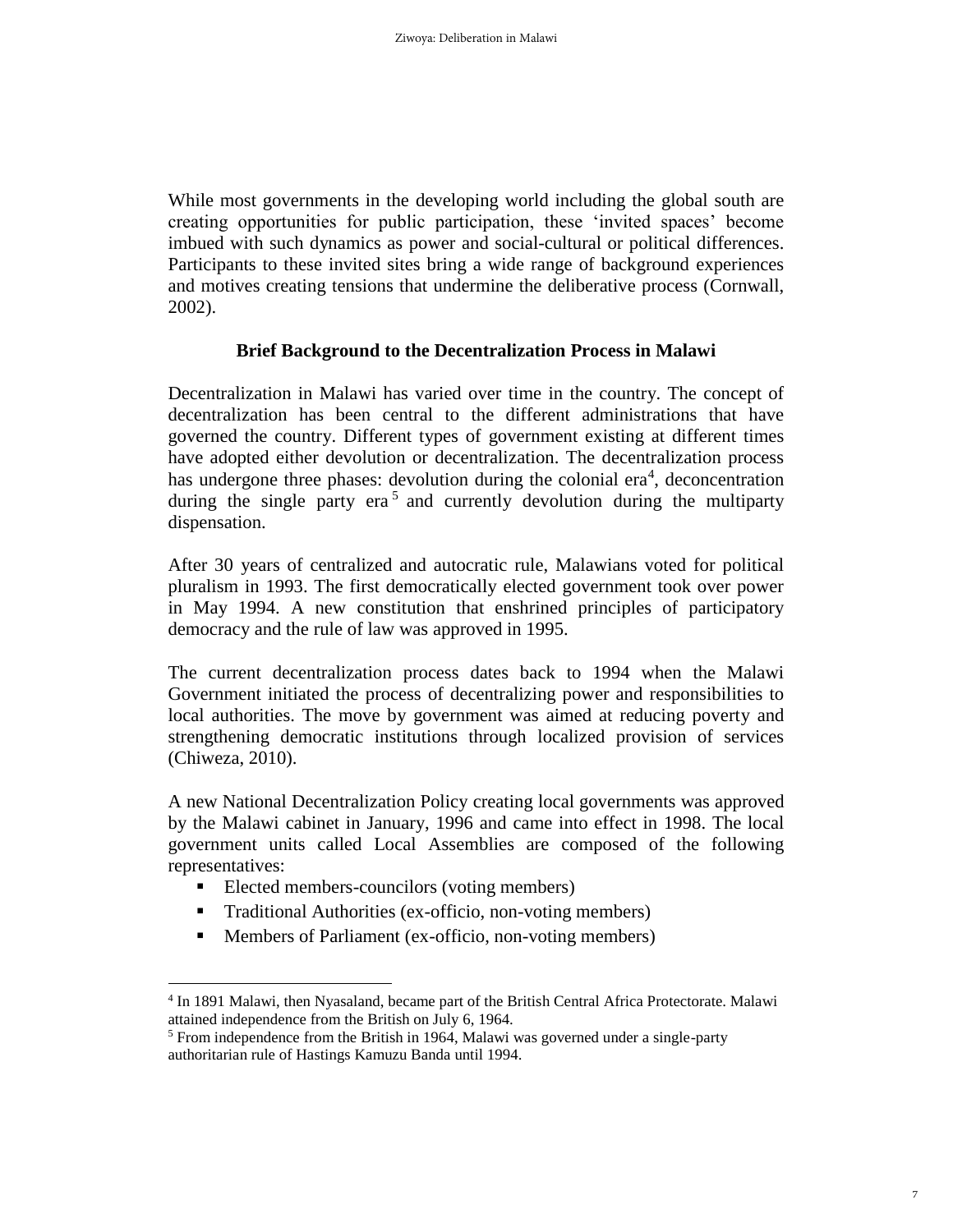While most governments in the developing world including the global south are creating opportunities for public participation, these 'invited spaces' become imbued with such dynamics as power and social-cultural or political differences. Participants to these invited sites bring a wide range of background experiences and motives creating tensions that undermine the deliberative process (Cornwall, 2002).

## Brief Background to the Decentralization Process in Malawi

Decentralization in Malawi has varied over time in the country. The concept of decentralization has been central to the different administrations that have governed the country. Different types of government existing at different times have adopted either devolution or decentralization. The decentralization process has undergone three phases: devolution during the colonial era[4], deconcentration during the single party era[5] and currently devolution during the multiparty dispensation.

After 30 years of centralized and autocratic rule, Malawians voted for political pluralism in 1993. The first democratically elected government took over power in May 1994. A new constitution that enshrined principles of participatory democracy and the rule of law was approved in 1995.

The current decentralization process dates back to 1994 when the Malawi Government initiated the process of decentralizing power and responsibilities to local authorities. The move by government was aimed at reducing poverty and strengthening democratic institutions through localized provision of services (Chiweza, 2010).

A new National Decentralization Policy creating local governments was approved by the Malawi cabinet in January, 1996 and came into effect in 1998. The local government units called Local Assemblies are composed of the following representatives:

- Elected members-councilors (voting members)
- Traditional Authorities (ex-officio, non-voting members)
- Members of Parliament (ex-officio, non-voting members)

---

[4] In 1891 Malawi, then Nyasaland, became part of the British Central Africa Protectorate. Malawi attained independence from the British on July 6, 1964.

[5] From independence from the British in 1964, Malawi was governed under a single-party authoritarian rule of Hastings Kamuzu Banda until 1994.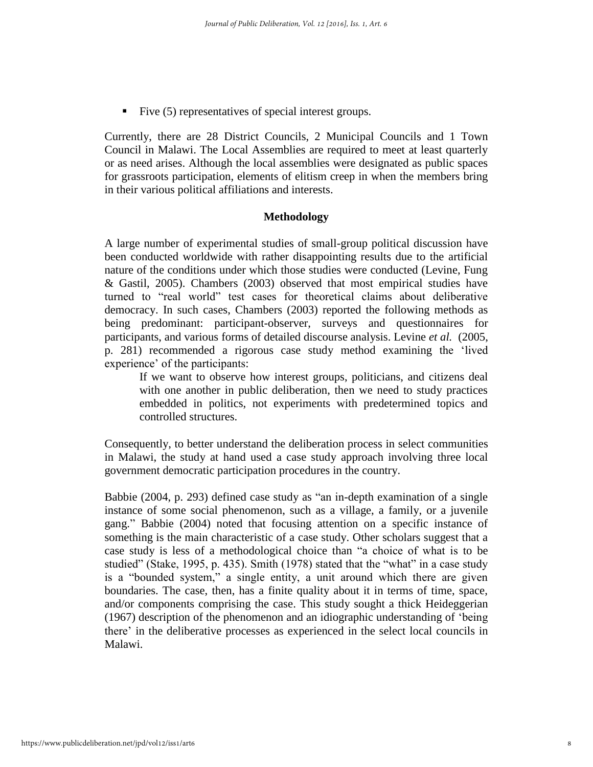- Five (5) representatives of special interest groups.

Currently, there are 28 District Councils, 2 Municipal Councils and 1 Town Council in Malawi. The Local Assemblies are required to meet at least quarterly or as need arises. Although the local assemblies were designated as public spaces for grassroots participation, elements of elitism creep in when the members bring in their various political affiliations and interests.

## Methodology

A large number of experimental studies of small-group political discussion have been conducted worldwide with rather disappointing results due to the artificial nature of the conditions under which those studies were conducted (Levine, Fung & Gastil, 2005). Chambers (2003) observed that most empirical studies have turned to "real world" test cases for theoretical claims about deliberative democracy. In such cases, Chambers (2003) reported the following methods as being predominant: participant-observer, surveys and questionnaires for participants, and various forms of detailed discourse analysis. Levine *et al.* (2005, p. 281) recommended a rigorous case study method examining the 'lived experience' of the participants:

> If we want to observe how interest groups, politicians, and citizens deal with one another in public deliberation, then we need to study practices embedded in politics, not experiments with predetermined topics and controlled structures.

Consequently, to better understand the deliberation process in select communities in Malawi, the study at hand used a case study approach involving three local government democratic participation procedures in the country.

Babbie (2004, p. 293) defined case study as "an in-depth examination of a single instance of some social phenomenon, such as a village, a family, or a juvenile gang." Babbie (2004) noted that focusing attention on a specific instance of something is the main characteristic of a case study. Other scholars suggest that a case study is less of a methodological choice than "a choice of what is to be studied" (Stake, 1995, p. 435). Smith (1978) stated that the "what" in a case study is a "bounded system," a single entity, a unit around which there are given boundaries. The case, then, has a finite quality about it in terms of time, space, and/or components comprising the case. This study sought a thick Heideggerian (1967) description of the phenomenon and an idiographic understanding of 'being there' in the deliberative processes as experienced in the select local councils in Malawi.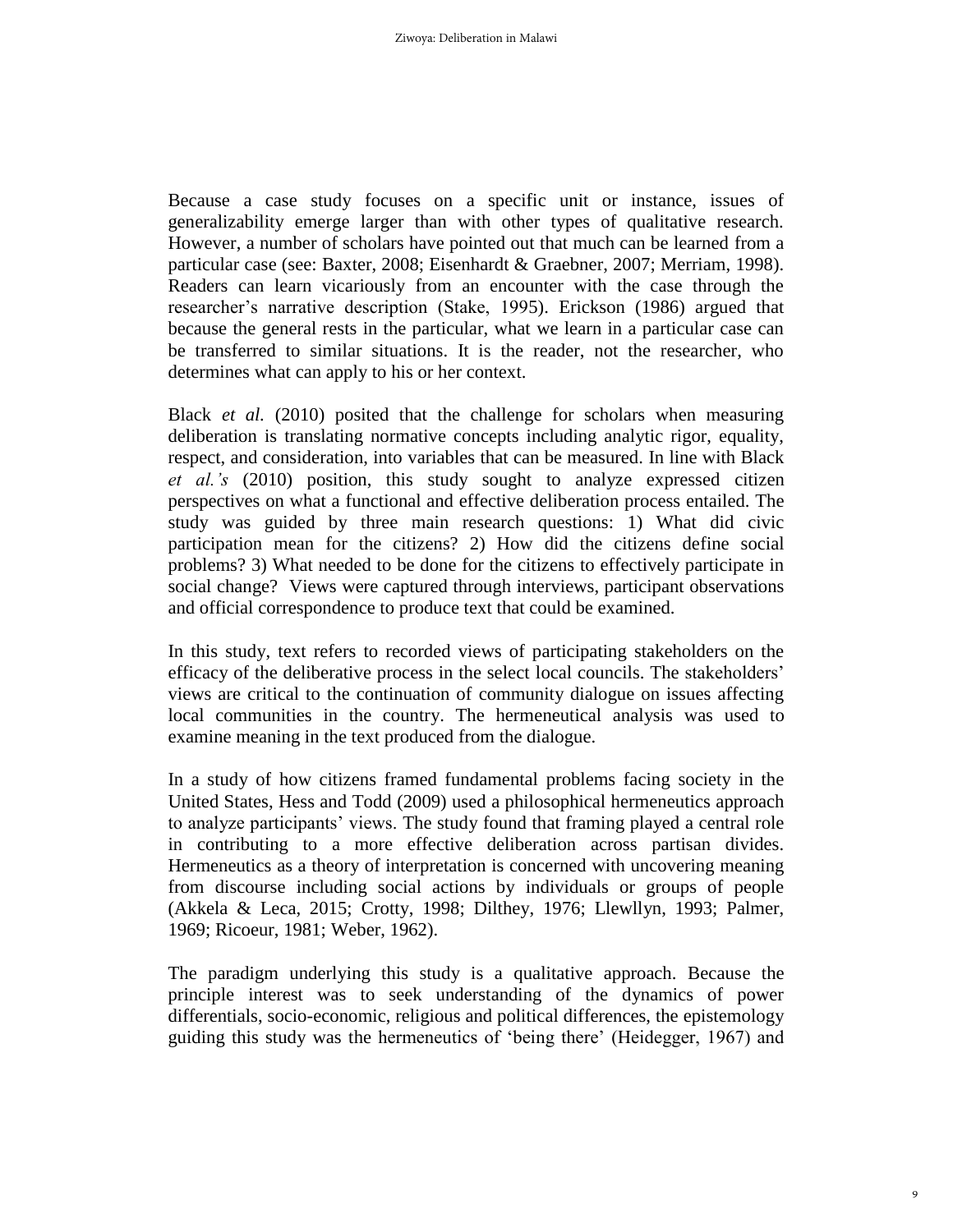Because a case study focuses on a specific unit or instance, issues of generalizability emerge larger than with other types of qualitative research. However, a number of scholars have pointed out that much can be learned from a particular case (see: Baxter, 2008; Eisenhardt & Graebner, 2007; Merriam, 1998). Readers can learn vicariously from an encounter with the case through the researcher's narrative description (Stake, 1995). Erickson (1986) argued that because the general rests in the particular, what we learn in a particular case can be transferred to similar situations. It is the reader, not the researcher, who determines what can apply to his or her context.

Black *et al.* (2010) posited that the challenge for scholars when measuring deliberation is translating normative concepts including analytic rigor, equality, respect, and consideration, into variables that can be measured. In line with Black *et al.'s* (2010) position, this study sought to analyze expressed citizen perspectives on what a functional and effective deliberation process entailed. The study was guided by three main research questions: 1) What did civic participation mean for the citizens? 2) How did the citizens define social problems? 3) What needed to be done for the citizens to effectively participate in social change? Views were captured through interviews, participant observations and official correspondence to produce text that could be examined.

In this study, text refers to recorded views of participating stakeholders on the efficacy of the deliberative process in the select local councils. The stakeholders' views are critical to the continuation of community dialogue on issues affecting local communities in the country. The hermeneutical analysis was used to examine meaning in the text produced from the dialogue.

In a study of how citizens framed fundamental problems facing society in the United States, Hess and Todd (2009) used a philosophical hermeneutics approach to analyze participants' views. The study found that framing played a central role in contributing to a more effective deliberation across partisan divides. Hermeneutics as a theory of interpretation is concerned with uncovering meaning from discourse including social actions by individuals or groups of people (Akkela & Leca, 2015; Crotty, 1998; Dilthey, 1976; Llewllyn, 1993; Palmer, 1969; Ricoeur, 1981; Weber, 1962).

The paradigm underlying this study is a qualitative approach. Because the principle interest was to seek understanding of the dynamics of power differentials, socio-economic, religious and political differences, the epistemology guiding this study was the hermeneutics of 'being there' (Heidegger, 1967) and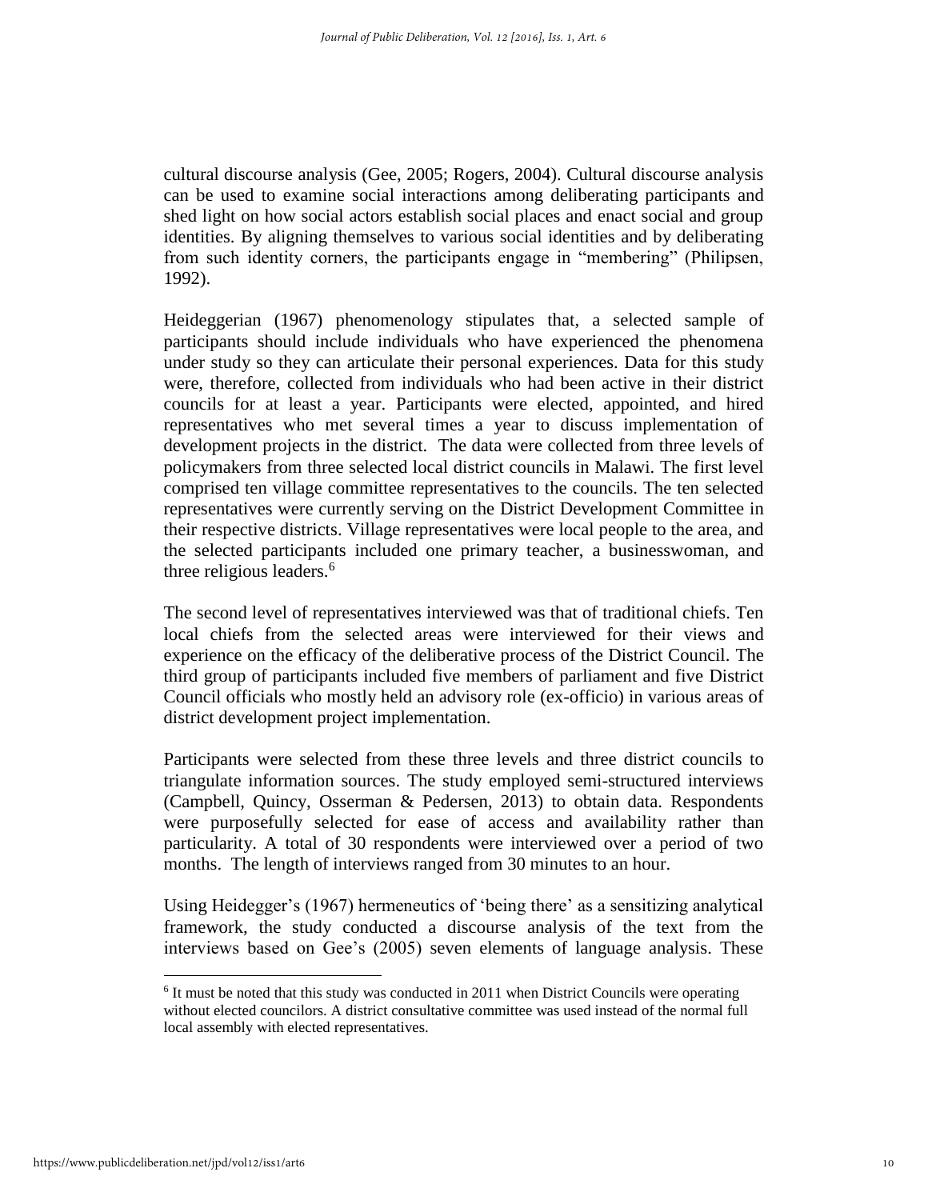cultural discourse analysis (Gee, 2005; Rogers, 2004). Cultural discourse analysis can be used to examine social interactions among deliberating participants and shed light on how social actors establish social places and enact social and group identities. By aligning themselves to various social identities and by deliberating from such identity corners, the participants engage in "membering" (Philipsen, 1992).

Heideggerian (1967) phenomenology stipulates that, a selected sample of participants should include individuals who have experienced the phenomena under study so they can articulate their personal experiences. Data for this study were, therefore, collected from individuals who had been active in their district councils for at least a year. Participants were elected, appointed, and hired representatives who met several times a year to discuss implementation of development projects in the district. The data were collected from three levels of policymakers from three selected local district councils in Malawi. The first level comprised ten village committee representatives to the councils. The ten selected representatives were currently serving on the District Development Committee in their respective districts. Village representatives were local people to the area, and the selected participants included one primary teacher, a businesswoman, and three religious leaders.[6]

The second level of representatives interviewed was that of traditional chiefs. Ten local chiefs from the selected areas were interviewed for their views and experience on the efficacy of the deliberative process of the District Council. The third group of participants included five members of parliament and five District Council officials who mostly held an advisory role (ex-officio) in various areas of district development project implementation.

Participants were selected from these three levels and three district councils to triangulate information sources. The study employed semi-structured interviews (Campbell, Quincy, Osserman & Pedersen, 2013) to obtain data. Respondents were purposefully selected for ease of access and availability rather than particularity. A total of 30 respondents were interviewed over a period of two months. The length of interviews ranged from 30 minutes to an hour.

Using Heidegger's (1967) hermeneutics of 'being there' as a sensitizing analytical framework, the study conducted a discourse analysis of the text from the interviews based on Gee's (2005) seven elements of language analysis. These

[6] It must be noted that this study was conducted in 2011 when District Councils were operating without elected councilors. A district consultative committee was used instead of the normal full local assembly with elected representatives.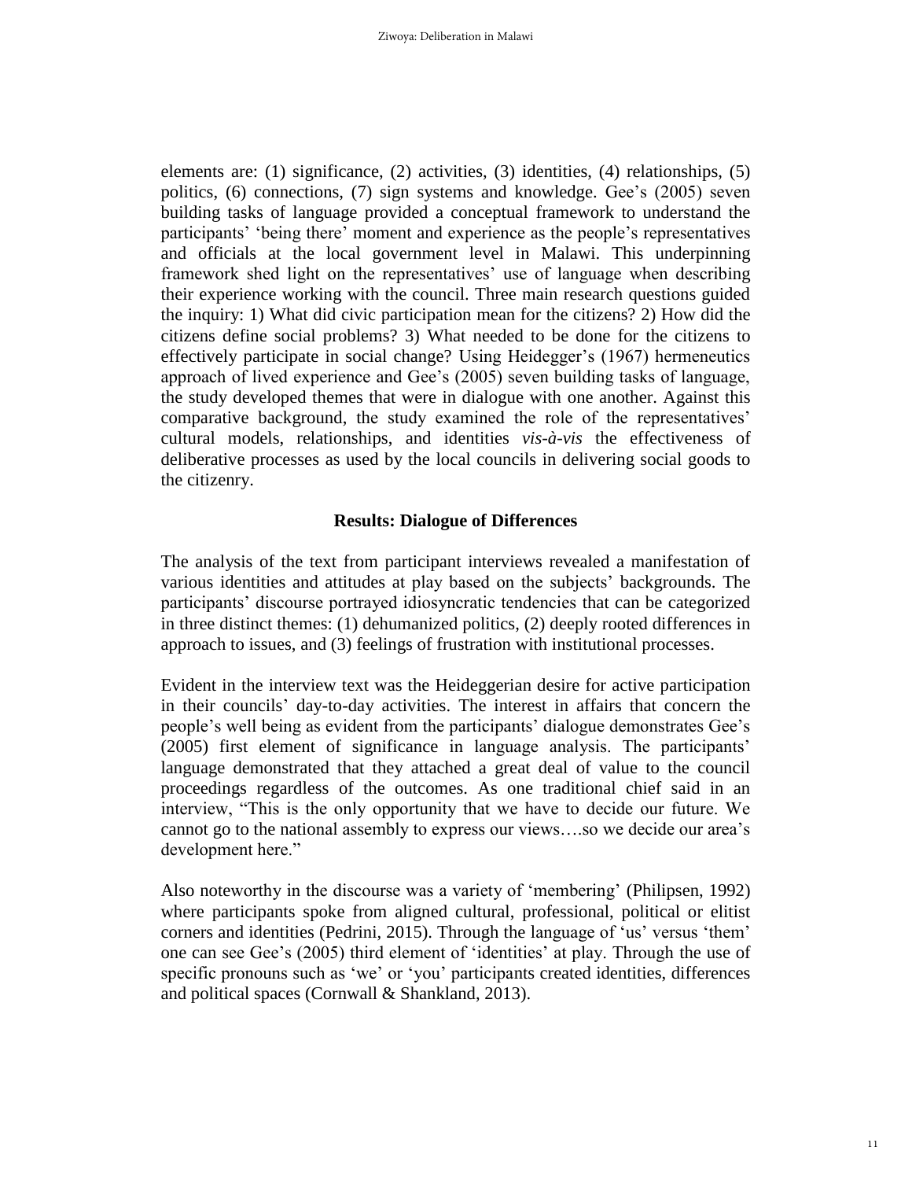elements are: (1) significance, (2) activities, (3) identities, (4) relationships, (5) politics, (6) connections, (7) sign systems and knowledge. Gee's (2005) seven building tasks of language provided a conceptual framework to understand the participants' 'being there' moment and experience as the people's representatives and officials at the local government level in Malawi. This underpinning framework shed light on the representatives' use of language when describing their experience working with the council. Three main research questions guided the inquiry: 1) What did civic participation mean for the citizens? 2) How did the citizens define social problems? 3) What needed to be done for the citizens to effectively participate in social change? Using Heidegger's (1967) hermeneutics approach of lived experience and Gee's (2005) seven building tasks of language, the study developed themes that were in dialogue with one another. Against this comparative background, the study examined the role of the representatives' cultural models, relationships, and identities *vis-à-vis* the effectiveness of deliberative processes as used by the local councils in delivering social goods to the citizenry.

## Results: Dialogue of Differences

The analysis of the text from participant interviews revealed a manifestation of various identities and attitudes at play based on the subjects' backgrounds. The participants' discourse portrayed idiosyncratic tendencies that can be categorized in three distinct themes: (1) dehumanized politics, (2) deeply rooted differences in approach to issues, and (3) feelings of frustration with institutional processes.

Evident in the interview text was the Heideggerian desire for active participation in their councils' day-to-day activities. The interest in affairs that concern the people's well being as evident from the participants' dialogue demonstrates Gee's (2005) first element of significance in language analysis. The participants' language demonstrated that they attached a great deal of value to the council proceedings regardless of the outcomes. As one traditional chief said in an interview, "This is the only opportunity that we have to decide our future. We cannot go to the national assembly to express our views….so we decide our area's development here."

Also noteworthy in the discourse was a variety of 'membering' (Philipsen, 1992) where participants spoke from aligned cultural, professional, political or elitist corners and identities (Pedrini, 2015). Through the language of 'us' versus 'them' one can see Gee's (2005) third element of 'identities' at play. Through the use of specific pronouns such as 'we' or 'you' participants created identities, differences and political spaces (Cornwall & Shankland, 2013).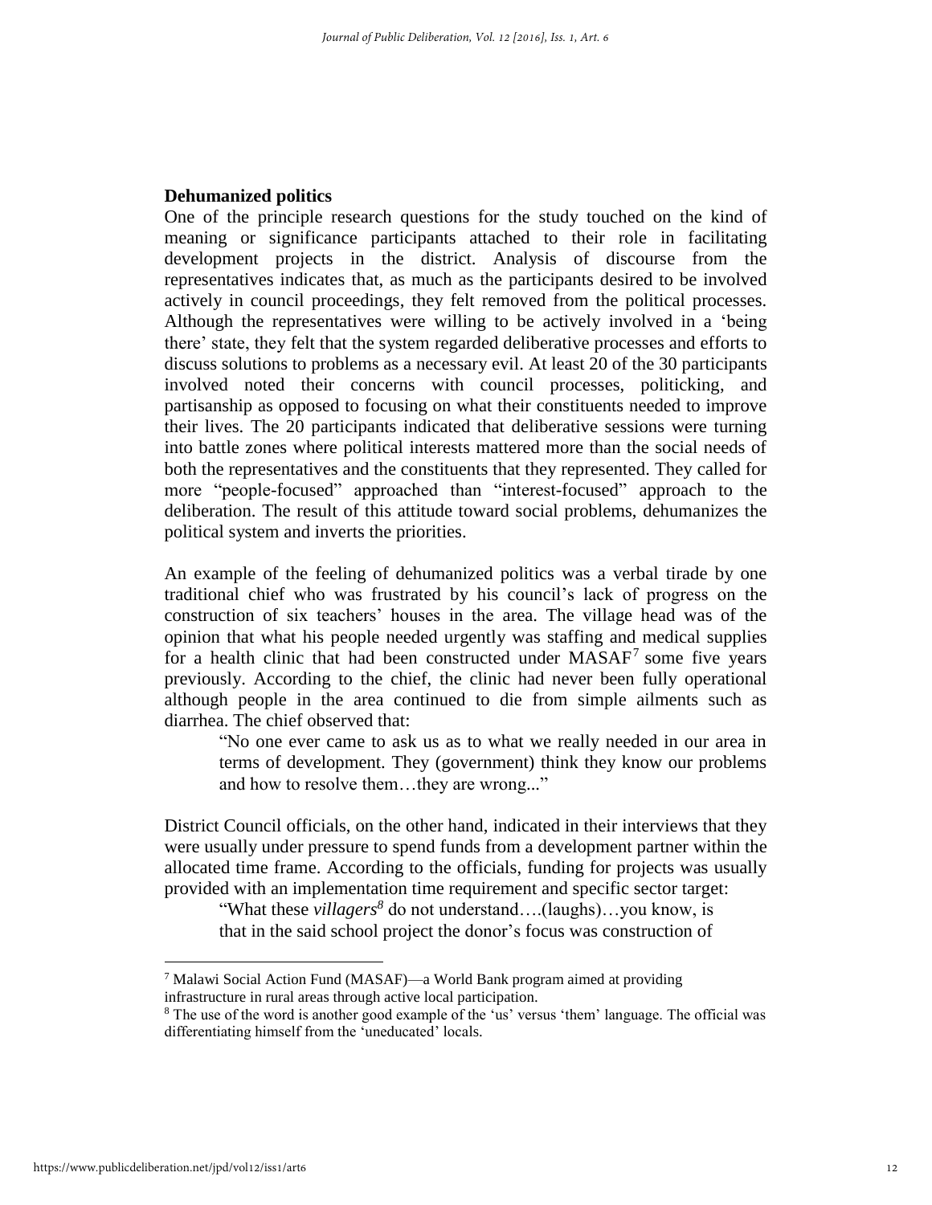**Dehumanized politics**

One of the principle research questions for the study touched on the kind of meaning or significance participants attached to their role in facilitating development projects in the district. Analysis of discourse from the representatives indicates that, as much as the participants desired to be involved actively in council proceedings, they felt removed from the political processes. Although the representatives were willing to be actively involved in a 'being there' state, they felt that the system regarded deliberative processes and efforts to discuss solutions to problems as a necessary evil. At least 20 of the 30 participants involved noted their concerns with council processes, politicking, and partisanship as opposed to focusing on what their constituents needed to improve their lives. The 20 participants indicated that deliberative sessions were turning into battle zones where political interests mattered more than the social needs of both the representatives and the constituents that they represented. They called for more "people-focused" approached than "interest-focused" approach to the deliberation. The result of this attitude toward social problems, dehumanizes the political system and inverts the priorities.

An example of the feeling of dehumanized politics was a verbal tirade by one traditional chief who was frustrated by his council's lack of progress on the construction of six teachers' houses in the area. The village head was of the opinion that what his people needed urgently was staffing and medical supplies for a health clinic that had been constructed under MASAF[7] some five years previously. According to the chief, the clinic had never been fully operational although people in the area continued to die from simple ailments such as diarrhea. The chief observed that:

> "No one ever came to ask us as to what we really needed in our area in terms of development. They (government) think they know our problems and how to resolve them…they are wrong..."

District Council officials, on the other hand, indicated in their interviews that they were usually under pressure to spend funds from a development partner within the allocated time frame. According to the officials, funding for projects was usually provided with an implementation time requirement and specific sector target:

> "What these *villagers*[8] do not understand….(laughs)…you know, is that in the said school project the donor's focus was construction of

[7] Malawi Social Action Fund (MASAF)—a World Bank program aimed at providing infrastructure in rural areas through active local participation.

[8] The use of the word is another good example of the 'us' versus 'them' language. The official was differentiating himself from the 'uneducated' locals.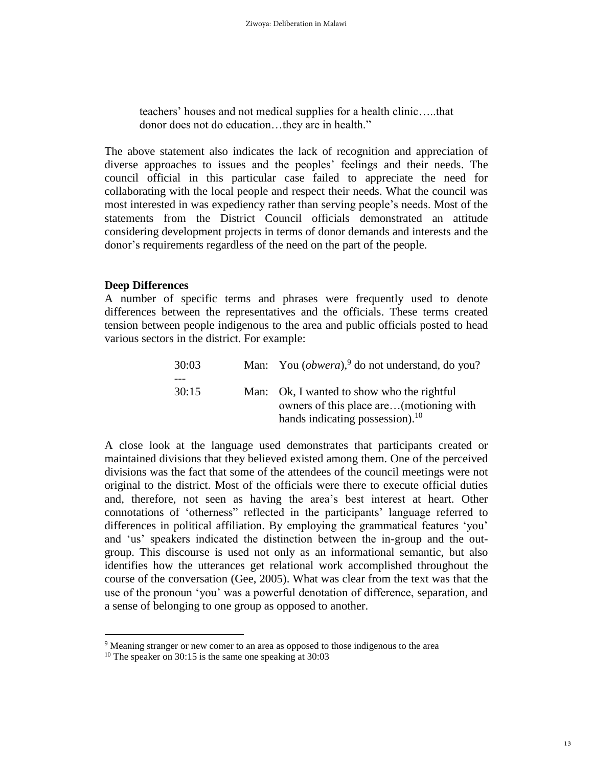> teachers' houses and not medical supplies for a health clinic…..that donor does not do education…they are in health."

The above statement also indicates the lack of recognition and appreciation of diverse approaches to issues and the peoples' feelings and their needs. The council official in this particular case failed to appreciate the need for collaborating with the local people and respect their needs. What the council was most interested in was expediency rather than serving people's needs. Most of the statements from the District Council officials demonstrated an attitude considering development projects in terms of donor demands and interests and the donor's requirements regardless of the need on the part of the people.

**Deep Differences**

A number of specific terms and phrases were frequently used to denote differences between the representatives and the officials. These terms created tension between people indigenous to the area and public officials posted to head various sectors in the district. For example:

> 30:03 Man: You (*obwera*),[9] do not understand, do you?
>
> ---
>
> 30:15 Man: Ok, I wanted to show who the rightful owners of this place are…(motioning with hands indicating possession).[10]

A close look at the language used demonstrates that participants created or maintained divisions that they believed existed among them. One of the perceived divisions was the fact that some of the attendees of the council meetings were not original to the district. Most of the officials were there to execute official duties and, therefore, not seen as having the area's best interest at heart. Other connotations of 'otherness" reflected in the participants' language referred to differences in political affiliation. By employing the grammatical features 'you' and 'us' speakers indicated the distinction between the in-group and the out-group. This discourse is used not only as an informational semantic, but also identifies how the utterances get relational work accomplished throughout the course of the conversation (Gee, 2005). What was clear from the text was that the use of the pronoun 'you' was a powerful denotation of difference, separation, and a sense of belonging to one group as opposed to another.

---

[9] Meaning stranger or new comer to an area as opposed to those indigenous to the area

[10] The speaker on 30:15 is the same one speaking at 30:03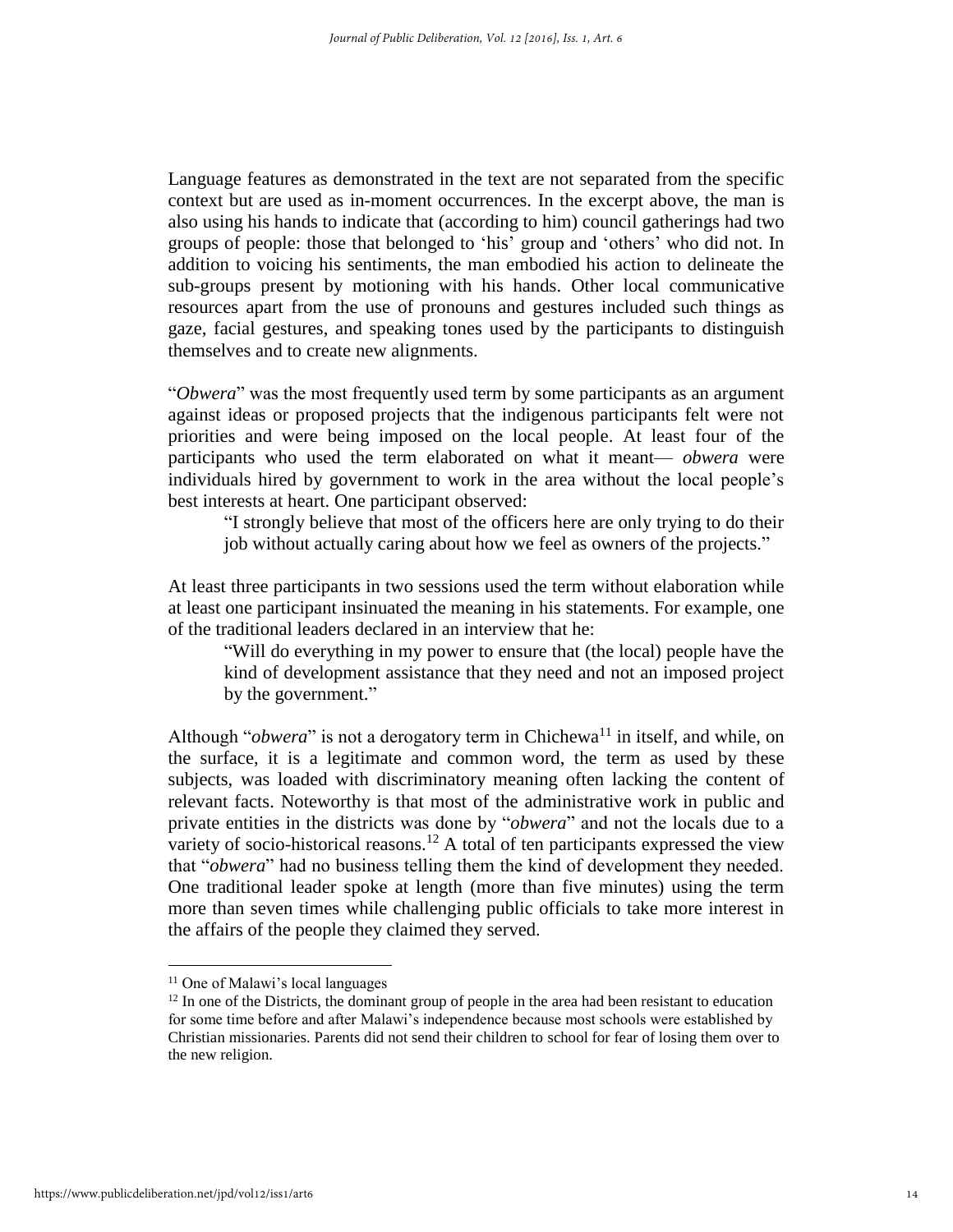Language features as demonstrated in the text are not separated from the specific context but are used as in-moment occurrences. In the excerpt above, the man is also using his hands to indicate that (according to him) council gatherings had two groups of people: those that belonged to 'his' group and 'others' who did not. In addition to voicing his sentiments, the man embodied his action to delineate the sub-groups present by motioning with his hands. Other local communicative resources apart from the use of pronouns and gestures included such things as gaze, facial gestures, and speaking tones used by the participants to distinguish themselves and to create new alignments.

"*Obwera*" was the most frequently used term by some participants as an argument against ideas or proposed projects that the indigenous participants felt were not priorities and were being imposed on the local people. At least four of the participants who used the term elaborated on what it meant— *obwera* were individuals hired by government to work in the area without the local people's best interests at heart. One participant observed:

> "I strongly believe that most of the officers here are only trying to do their job without actually caring about how we feel as owners of the projects."

At least three participants in two sessions used the term without elaboration while at least one participant insinuated the meaning in his statements. For example, one of the traditional leaders declared in an interview that he:

> "Will do everything in my power to ensure that (the local) people have the kind of development assistance that they need and not an imposed project by the government."

Although "*obwera*" is not a derogatory term in Chichewa[11] in itself, and while, on the surface, it is a legitimate and common word, the term as used by these subjects, was loaded with discriminatory meaning often lacking the content of relevant facts. Noteworthy is that most of the administrative work in public and private entities in the districts was done by "*obwera*" and not the locals due to a variety of socio-historical reasons.[12] A total of ten participants expressed the view that "*obwera*" had no business telling them the kind of development they needed. One traditional leader spoke at length (more than five minutes) using the term more than seven times while challenging public officials to take more interest in the affairs of the people they claimed they served.

---

[11] One of Malawi's local languages

[12] In one of the Districts, the dominant group of people in the area had been resistant to education for some time before and after Malawi's independence because most schools were established by Christian missionaries. Parents did not send their children to school for fear of losing them over to the new religion.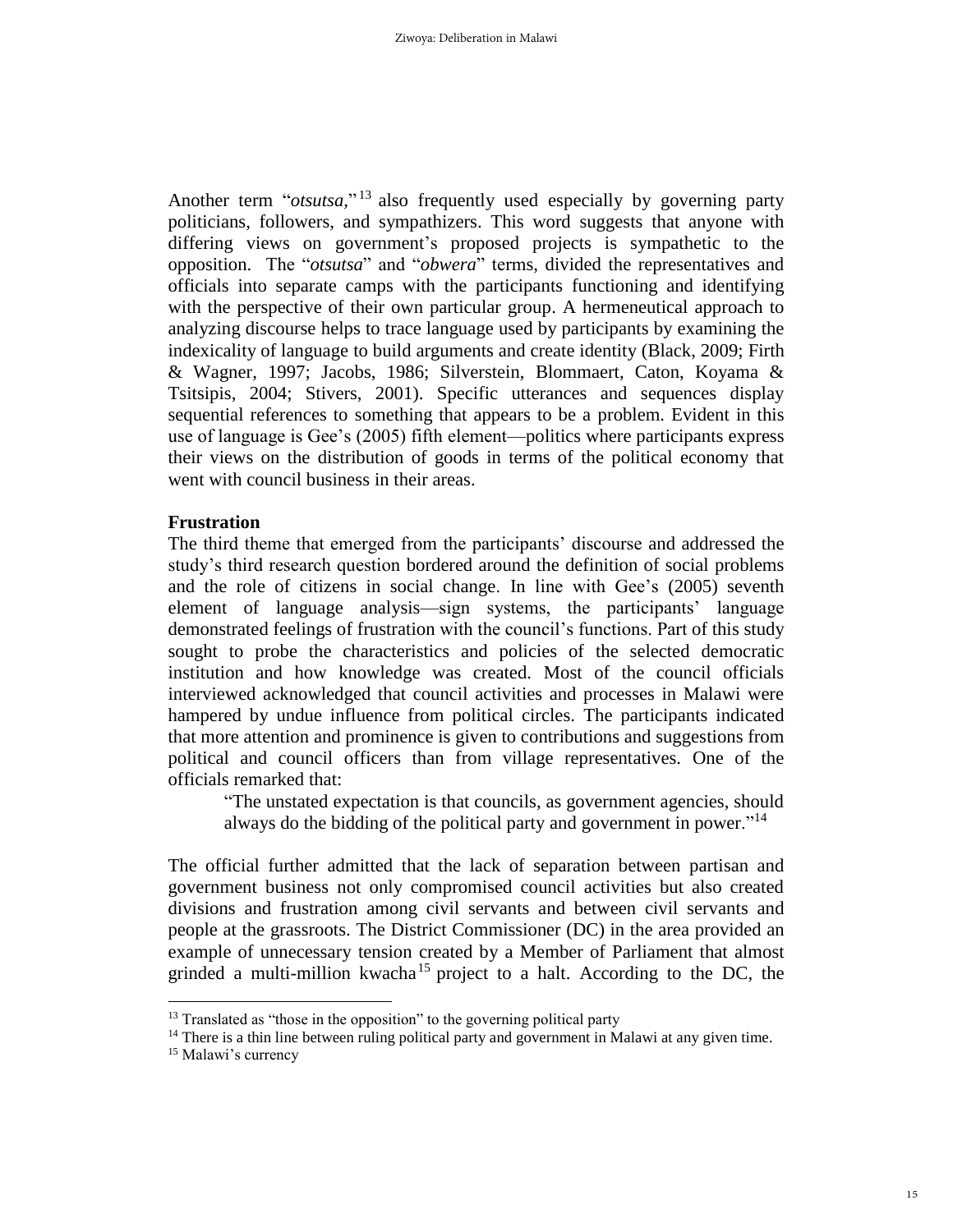Another term "*otsutsa*,"[13] also frequently used especially by governing party politicians, followers, and sympathizers. This word suggests that anyone with differing views on government's proposed projects is sympathetic to the opposition. The "*otsutsa*" and "*obwera*" terms, divided the representatives and officials into separate camps with the participants functioning and identifying with the perspective of their own particular group. A hermeneutical approach to analyzing discourse helps to trace language used by participants by examining the indexicality of language to build arguments and create identity (Black, 2009; Firth & Wagner, 1997; Jacobs, 1986; Silverstein, Blommaert, Caton, Koyama & Tsitsipis, 2004; Stivers, 2001). Specific utterances and sequences display sequential references to something that appears to be a problem. Evident in this use of language is Gee's (2005) fifth element—politics where participants express their views on the distribution of goods in terms of the political economy that went with council business in their areas.

**Frustration**

The third theme that emerged from the participants' discourse and addressed the study's third research question bordered around the definition of social problems and the role of citizens in social change. In line with Gee's (2005) seventh element of language analysis—sign systems, the participants' language demonstrated feelings of frustration with the council's functions. Part of this study sought to probe the characteristics and policies of the selected democratic institution and how knowledge was created. Most of the council officials interviewed acknowledged that council activities and processes in Malawi were hampered by undue influence from political circles. The participants indicated that more attention and prominence is given to contributions and suggestions from political and council officers than from village representatives. One of the officials remarked that:

> "The unstated expectation is that councils, as government agencies, should always do the bidding of the political party and government in power."[14]

The official further admitted that the lack of separation between partisan and government business not only compromised council activities but also created divisions and frustration among civil servants and between civil servants and people at the grassroots. The District Commissioner (DC) in the area provided an example of unnecessary tension created by a Member of Parliament that almost grinded a multi-million kwacha[15] project to a halt. According to the DC, the

---

[13] Translated as "those in the opposition" to the governing political party

[14] There is a thin line between ruling political party and government in Malawi at any given time.

[15] Malawi's currency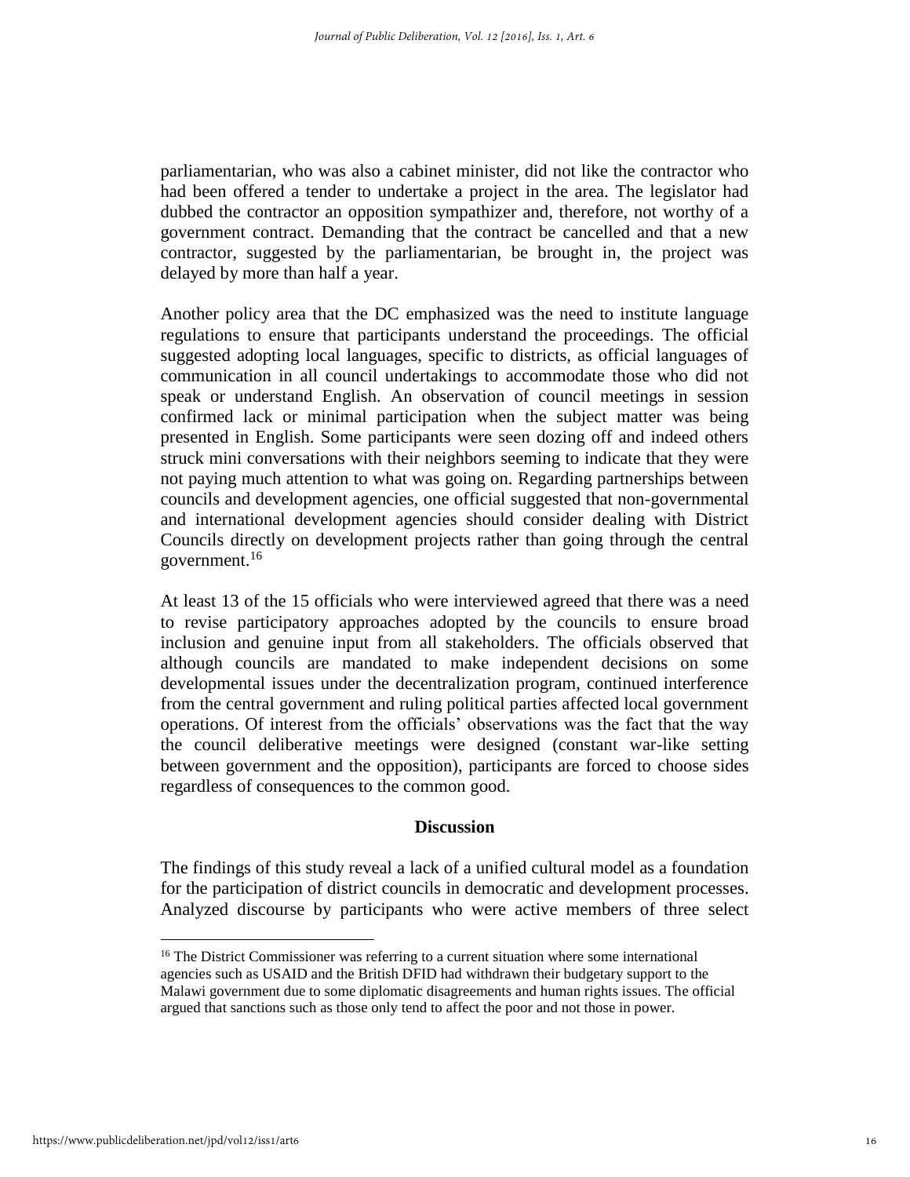parliamentarian, who was also a cabinet minister, did not like the contractor who had been offered a tender to undertake a project in the area. The legislator had dubbed the contractor an opposition sympathizer and, therefore, not worthy of a government contract. Demanding that the contract be cancelled and that a new contractor, suggested by the parliamentarian, be brought in, the project was delayed by more than half a year.

Another policy area that the DC emphasized was the need to institute language regulations to ensure that participants understand the proceedings. The official suggested adopting local languages, specific to districts, as official languages of communication in all council undertakings to accommodate those who did not speak or understand English. An observation of council meetings in session confirmed lack or minimal participation when the subject matter was being presented in English. Some participants were seen dozing off and indeed others struck mini conversations with their neighbors seeming to indicate that they were not paying much attention to what was going on. Regarding partnerships between councils and development agencies, one official suggested that non-governmental and international development agencies should consider dealing with District Councils directly on development projects rather than going through the central government.[16]

At least 13 of the 15 officials who were interviewed agreed that there was a need to revise participatory approaches adopted by the councils to ensure broad inclusion and genuine input from all stakeholders. The officials observed that although councils are mandated to make independent decisions on some developmental issues under the decentralization program, continued interference from the central government and ruling political parties affected local government operations. Of interest from the officials' observations was the fact that the way the council deliberative meetings were designed (constant war-like setting between government and the opposition), participants are forced to choose sides regardless of consequences to the common good.

## Discussion

The findings of this study reveal a lack of a unified cultural model as a foundation for the participation of district councils in democratic and development processes. Analyzed discourse by participants who were active members of three select

[16] The District Commissioner was referring to a current situation where some international agencies such as USAID and the British DFID had withdrawn their budgetary support to the Malawi government due to some diplomatic disagreements and human rights issues. The official argued that sanctions such as those only tend to affect the poor and not those in power.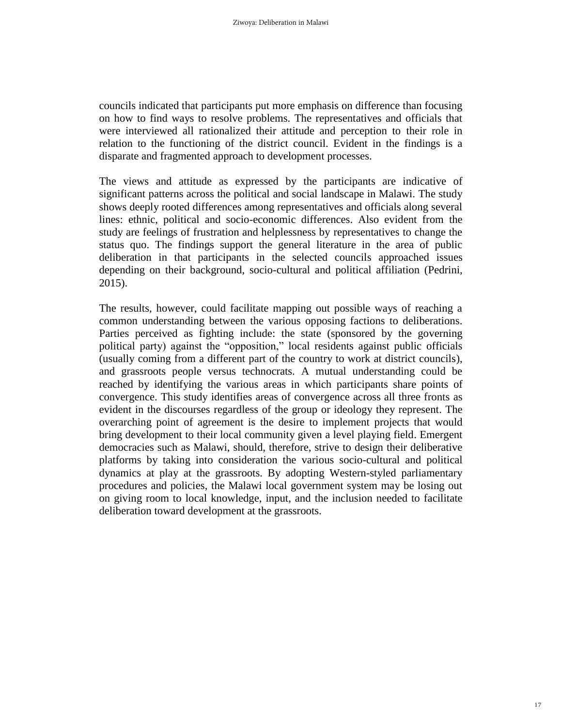councils indicated that participants put more emphasis on difference than focusing on how to find ways to resolve problems. The representatives and officials that were interviewed all rationalized their attitude and perception to their role in relation to the functioning of the district council. Evident in the findings is a disparate and fragmented approach to development processes.

The views and attitude as expressed by the participants are indicative of significant patterns across the political and social landscape in Malawi. The study shows deeply rooted differences among representatives and officials along several lines: ethnic, political and socio-economic differences. Also evident from the study are feelings of frustration and helplessness by representatives to change the status quo. The findings support the general literature in the area of public deliberation in that participants in the selected councils approached issues depending on their background, socio-cultural and political affiliation (Pedrini, 2015).

The results, however, could facilitate mapping out possible ways of reaching a common understanding between the various opposing factions to deliberations. Parties perceived as fighting include: the state (sponsored by the governing political party) against the "opposition," local residents against public officials (usually coming from a different part of the country to work at district councils), and grassroots people versus technocrats. A mutual understanding could be reached by identifying the various areas in which participants share points of convergence. This study identifies areas of convergence across all three fronts as evident in the discourses regardless of the group or ideology they represent. The overarching point of agreement is the desire to implement projects that would bring development to their local community given a level playing field. Emergent democracies such as Malawi, should, therefore, strive to design their deliberative platforms by taking into consideration the various socio-cultural and political dynamics at play at the grassroots. By adopting Western-styled parliamentary procedures and policies, the Malawi local government system may be losing out on giving room to local knowledge, input, and the inclusion needed to facilitate deliberation toward development at the grassroots.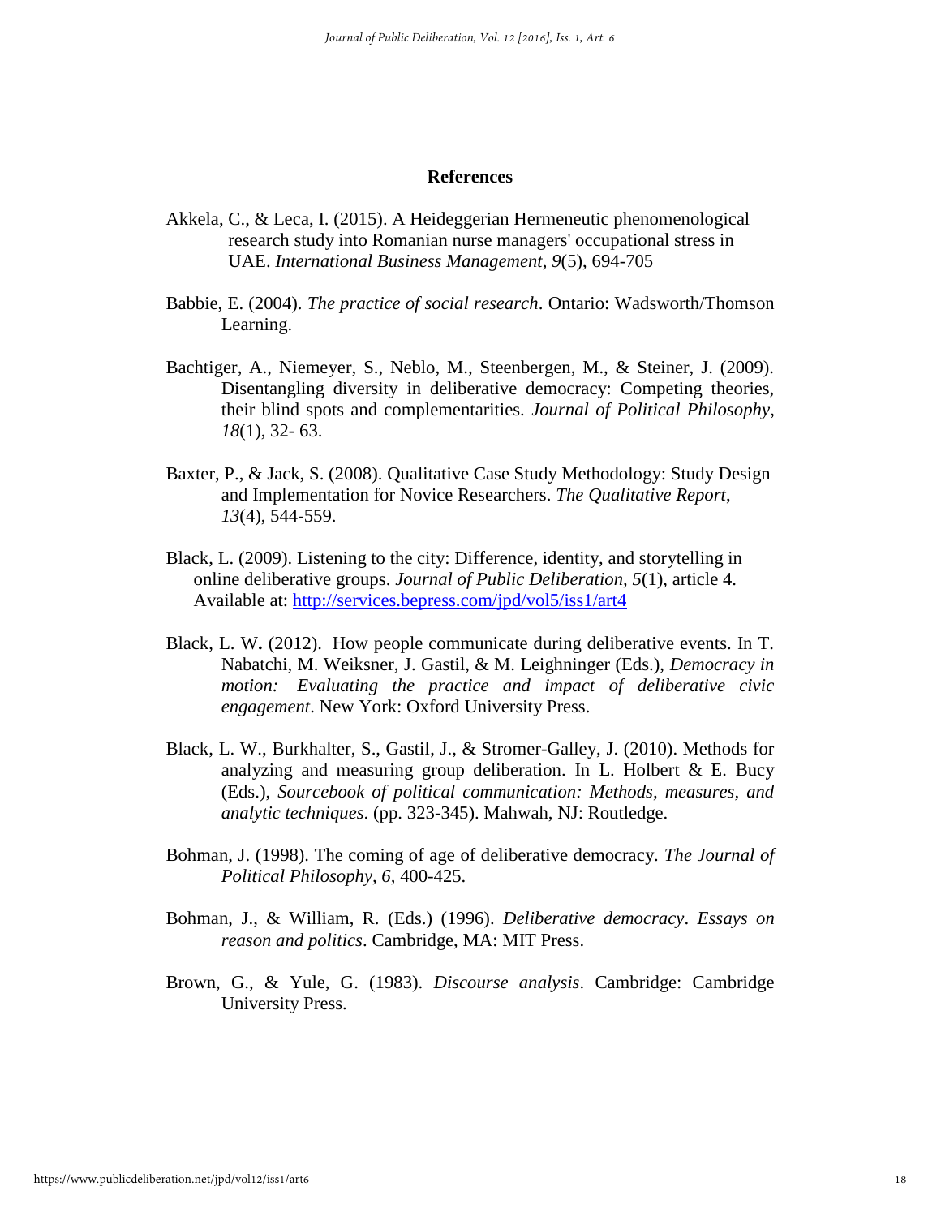## References

Akkela, C., & Leca, I. (2015). A Heideggerian Hermeneutic phenomenological research study into Romanian nurse managers' occupational stress in UAE. *International Business Management*, *9*(5), 694-705

Babbie, E. (2004). *The practice of social research*. Ontario: Wadsworth/Thomson Learning.

Bachtiger, A., Niemeyer, S., Neblo, M., Steenbergen, M., & Steiner, J. (2009). Disentangling diversity in deliberative democracy: Competing theories, their blind spots and complementarities. *Journal of Political Philosophy*, *18*(1), 32- 63.

Baxter, P., & Jack, S. (2008). Qualitative Case Study Methodology: Study Design and Implementation for Novice Researchers. *The Qualitative Report*, *13*(4), 544-559.

Black, L. (2009). Listening to the city: Difference, identity, and storytelling in online deliberative groups. *Journal of Public Deliberation, 5*(1), article 4. Available at: http://services.bepress.com/jpd/vol5/iss1/art4

Black, L. W**.** (2012). How people communicate during deliberative events. In T. Nabatchi, M. Weiksner, J. Gastil, & M. Leighninger (Eds.), *Democracy in motion: Evaluating the practice and impact of deliberative civic engagement*. New York: Oxford University Press.

Black, L. W., Burkhalter, S., Gastil, J., & Stromer-Galley, J. (2010). Methods for analyzing and measuring group deliberation. In L. Holbert & E. Bucy (Eds.), *Sourcebook of political communication: Methods, measures, and analytic techniques*. (pp. 323-345). Mahwah, NJ: Routledge.

Bohman, J. (1998). The coming of age of deliberative democracy. *The Journal of Political Philosophy, 6*, 400-425.

Bohman, J., & William, R. (Eds.) (1996). *Deliberative democracy*. *Essays on reason and politics*. Cambridge, MA: MIT Press.

Brown, G., & Yule, G. (1983). *Discourse analysis*. Cambridge: Cambridge University Press.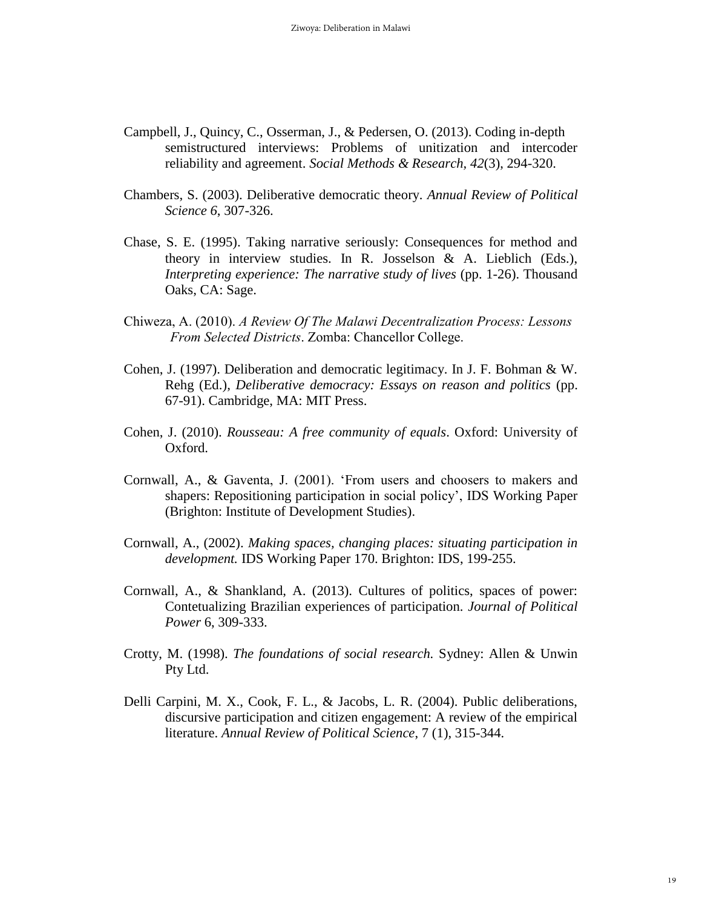Campbell, J., Quincy, C., Osserman, J., & Pedersen, O. (2013). Coding in-depth semistructured interviews: Problems of unitization and intercoder reliability and agreement. *Social Methods & Research, 42*(3), 294-320.

Chambers, S. (2003). Deliberative democratic theory. *Annual Review of Political Science 6*, 307-326.

Chase, S. E. (1995). Taking narrative seriously: Consequences for method and theory in interview studies. In R. Josselson & A. Lieblich (Eds.), *Interpreting experience: The narrative study of lives* (pp. 1-26). Thousand Oaks, CA: Sage.

Chiweza, A. (2010). *A Review Of The Malawi Decentralization Process: Lessons From Selected Districts*. Zomba: Chancellor College.

Cohen, J. (1997). Deliberation and democratic legitimacy. In J. F. Bohman & W. Rehg (Ed.), *Deliberative democracy: Essays on reason and politics* (pp. 67-91). Cambridge, MA: MIT Press.

Cohen, J. (2010). *Rousseau: A free community of equals*. Oxford: University of Oxford.

Cornwall, A., & Gaventa, J. (2001). 'From users and choosers to makers and shapers: Repositioning participation in social policy', IDS Working Paper (Brighton: Institute of Development Studies).

Cornwall, A., (2002). *Making spaces, changing places: situating participation in development.* IDS Working Paper 170. Brighton: IDS, 199-255.

Cornwall, A., & Shankland, A. (2013). Cultures of politics, spaces of power: Contetualizing Brazilian experiences of participation. *Journal of Political Power* 6, 309-333.

Crotty, M. (1998). *The foundations of social research.* Sydney: Allen & Unwin Pty Ltd.

Delli Carpini, M. X., Cook, F. L., & Jacobs, L. R. (2004). Public deliberations, discursive participation and citizen engagement: A review of the empirical literature. *Annual Review of Political Science*, 7 (1), 315-344.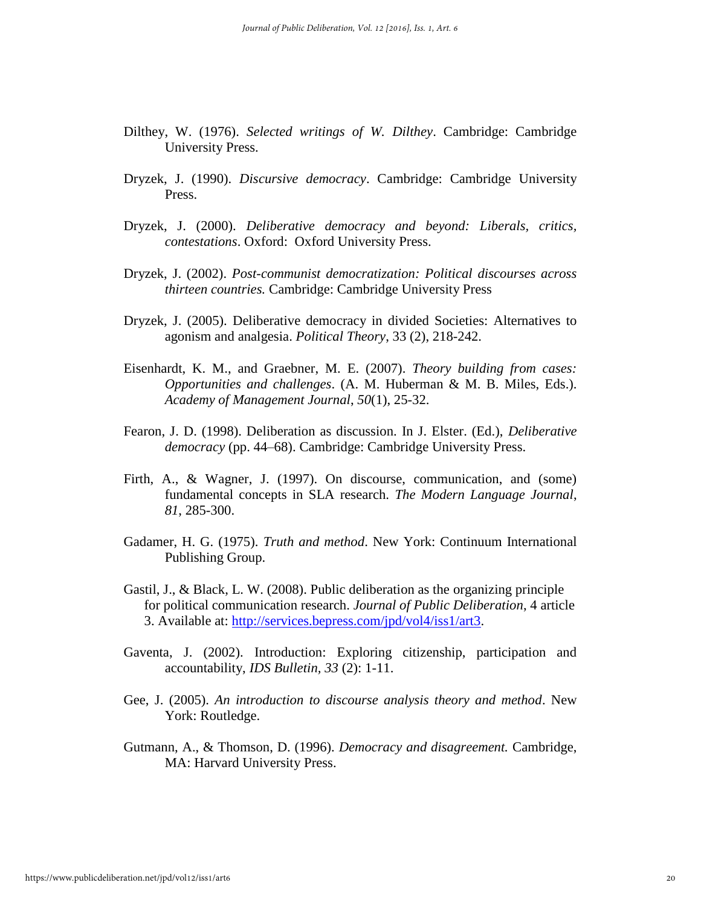Dilthey, W. (1976). *Selected writings of W. Dilthey*. Cambridge: Cambridge University Press.

Dryzek, J. (1990). *Discursive democracy*. Cambridge: Cambridge University Press.

Dryzek, J. (2000). *Deliberative democracy and beyond: Liberals, critics, contestations*. Oxford: Oxford University Press.

Dryzek, J. (2002). *Post-communist democratization: Political discourses across thirteen countries.* Cambridge: Cambridge University Press

Dryzek, J. (2005). Deliberative democracy in divided Societies: Alternatives to agonism and analgesia. *Political Theory*, 33 (2), 218-242.

Eisenhardt, K. M., and Graebner, M. E. (2007). *Theory building from cases: Opportunities and challenges*. (A. M. Huberman & M. B. Miles, Eds.). *Academy of Management Journal*, *50*(1), 25-32.

Fearon, J. D. (1998). Deliberation as discussion. In J. Elster. (Ed.), *Deliberative democracy* (pp. 44–68). Cambridge: Cambridge University Press.

Firth, A., & Wagner, J. (1997). On discourse, communication, and (some) fundamental concepts in SLA research. *The Modern Language Journal*, *81*, 285-300.

Gadamer, H. G. (1975). *Truth and method*. New York: Continuum International Publishing Group.

Gastil, J., & Black, L. W. (2008). Public deliberation as the organizing principle for political communication research. *Journal of Public Deliberation*, 4 article 3. Available at: http://services.bepress.com/jpd/vol4/iss1/art3.

Gaventa, J. (2002). Introduction: Exploring citizenship, participation and accountability, *IDS Bulletin*, *33* (2): 1-11.

Gee, J. (2005). *An introduction to discourse analysis theory and method*. New York: Routledge.

Gutmann, A., & Thomson, D. (1996). *Democracy and disagreement.* Cambridge, MA: Harvard University Press.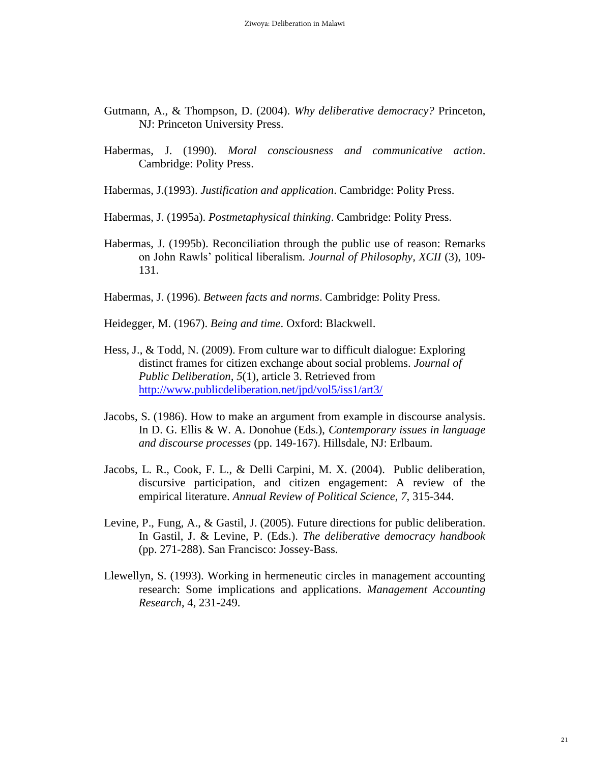Gutmann, A., & Thompson, D. (2004). *Why deliberative democracy?* Princeton, NJ: Princeton University Press.

Habermas, J. (1990). *Moral consciousness and communicative action*. Cambridge: Polity Press.

Habermas, J.(1993). *Justification and application*. Cambridge: Polity Press.

Habermas, J. (1995a). *Postmetaphysical thinking*. Cambridge: Polity Press.

Habermas, J. (1995b). Reconciliation through the public use of reason: Remarks on John Rawls' political liberalism. *Journal of Philosophy, XCII* (3), 109-131.

Habermas, J. (1996). *Between facts and norms*. Cambridge: Polity Press.

Heidegger, M. (1967). *Being and time*. Oxford: Blackwell.

Hess, J., & Todd, N. (2009). From culture war to difficult dialogue: Exploring distinct frames for citizen exchange about social problems. *Journal of Public Deliberation, 5*(1), article 3. Retrieved from http://www.publicdeliberation.net/jpd/vol5/iss1/art3/

Jacobs, S. (1986). How to make an argument from example in discourse analysis. In D. G. Ellis & W. A. Donohue (Eds.), *Contemporary issues in language and discourse processes* (pp. 149-167). Hillsdale, NJ: Erlbaum.

Jacobs, L. R., Cook, F. L., & Delli Carpini, M. X. (2004). Public deliberation, discursive participation, and citizen engagement: A review of the empirical literature. *Annual Review of Political Science, 7*, 315-344.

Levine, P., Fung, A., & Gastil, J. (2005). Future directions for public deliberation. In Gastil, J. & Levine, P. (Eds.). *The deliberative democracy handbook* (pp. 271-288). San Francisco: Jossey-Bass.

Llewellyn, S. (1993). Working in hermeneutic circles in management accounting research: Some implications and applications. *Management Accounting Research*, 4, 231-249.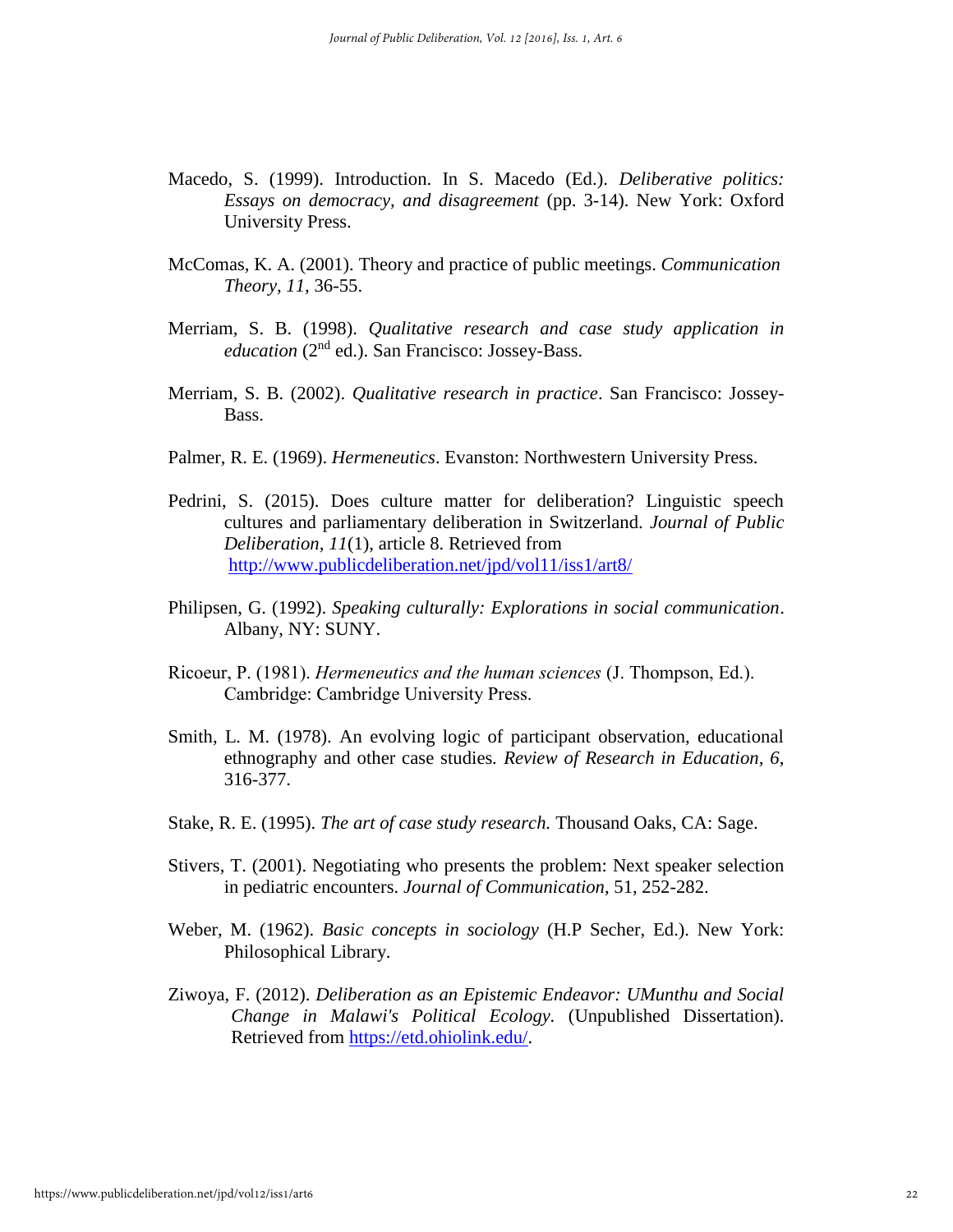Macedo, S. (1999). Introduction. In S. Macedo (Ed.). *Deliberative politics: Essays on democracy, and disagreement* (pp. 3-14). New York: Oxford University Press.

McComas, K. A. (2001). Theory and practice of public meetings. *Communication Theory, 11*, 36-55.

Merriam, S. B. (1998). *Qualitative research and case study application in education* (2nd ed.). San Francisco: Jossey-Bass.

Merriam, S. B. (2002). *Qualitative research in practice*. San Francisco: Jossey-Bass.

Palmer, R. E. (1969). *Hermeneutics*. Evanston: Northwestern University Press.

Pedrini, S. (2015). Does culture matter for deliberation? Linguistic speech cultures and parliamentary deliberation in Switzerland. *Journal of Public Deliberation, 11*(1), article 8. Retrieved from http://www.publicdeliberation.net/jpd/vol11/iss1/art8/

Philipsen, G. (1992). *Speaking culturally: Explorations in social communication*. Albany, NY: SUNY.

Ricoeur, P. (1981). *Hermeneutics and the human sciences* (J. Thompson, Ed.). Cambridge: Cambridge University Press.

Smith, L. M. (1978). An evolving logic of participant observation, educational ethnography and other case studies. *Review of Research in Education, 6*, 316-377.

Stake, R. E. (1995). *The art of case study research.* Thousand Oaks, CA: Sage.

Stivers, T. (2001). Negotiating who presents the problem: Next speaker selection in pediatric encounters. *Journal of Communication*, 51, 252-282.

Weber, M. (1962). *Basic concepts in sociology* (H.P Secher, Ed.). New York: Philosophical Library.

Ziwoya, F. (2012). *Deliberation as an Epistemic Endeavor: UMunthu and Social Change in Malawi's Political Ecology.* (Unpublished Dissertation). Retrieved from https://etd.ohiolink.edu/.